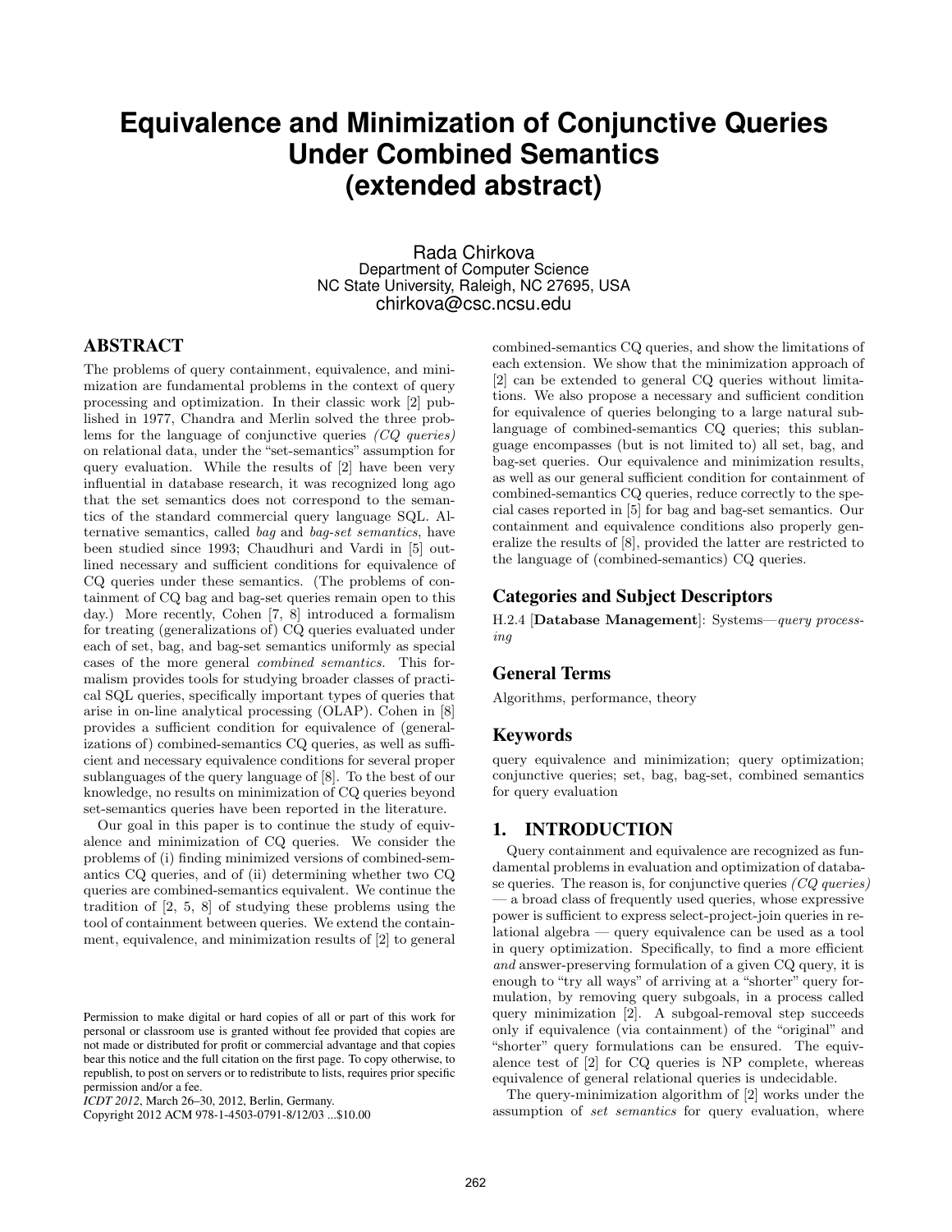# Equivalence and Minimization of Conjunctive Queries Under Combined Semantics (extended abstract)

Rada Chirkova
Department of Computer Science
NC State University, Raleigh, NC 27695, USA
chirkova@csc.ncsu.edu

## ABSTRACT

The problems of query containment, equivalence, and minimization are fundamental problems in the context of query processing and optimization. In their classic work [2] published in 1977, Chandra and Merlin solved the three problems for the language of conjunctive queries *(CQ queries)* on relational data, under the "set-semantics" assumption for query evaluation. While the results of [2] have been very influential in database research, it was recognized long ago that the set semantics does not correspond to the semantics of the standard commercial query language SQL. Alternative semantics, called *bag* and *bag-set semantics*, have been studied since 1993; Chaudhuri and Vardi in [5] outlined necessary and sufficient conditions for equivalence of CQ queries under these semantics. (The problems of containment of CQ bag and bag-set queries remain open to this day.) More recently, Cohen [7, 8] introduced a formalism for treating (generalizations of) CQ queries evaluated under each of set, bag, and bag-set semantics uniformly as special cases of the more general *combined semantics*. This formalism provides tools for studying broader classes of practical SQL queries, specifically important types of queries that arise in on-line analytical processing (OLAP). Cohen in [8] provides a sufficient condition for equivalence of (generalizations of) combined-semantics CQ queries, as well as sufficient and necessary equivalence conditions for several proper sublanguages of the query language of [8]. To the best of our knowledge, no results on minimization of CQ queries beyond set-semantics queries have been reported in the literature.

Our goal in this paper is to continue the study of equivalence and minimization of CQ queries. We consider the problems of (i) finding minimized versions of combined-semantics CQ queries, and of (ii) determining whether two CQ queries are combined-semantics equivalent. We continue the tradition of [2, 5, 8] of studying these problems using the tool of containment between queries. We extend the containment, equivalence, and minimization results of [2] to general combined-semantics CQ queries, and show the limitations of each extension. We show that the minimization approach of [2] can be extended to general CQ queries without limitations. We also propose a necessary and sufficient condition for equivalence of queries belonging to a large natural sublanguage of combined-semantics CQ queries; this sublanguage encompasses (but is not limited to) all set, bag, and bag-set queries. Our equivalence and minimization results, as well as our general sufficient condition for containment of combined-semantics CQ queries, reduce correctly to the special cases reported in [5] for bag and bag-set semantics. Our containment and equivalence conditions also properly generalize the results of [8], provided the latter are restricted to the language of (combined-semantics) CQ queries.

Permission to make digital or hard copies of all or part of this work for personal or classroom use is granted without fee provided that copies are not made or distributed for profit or commercial advantage and that copies bear this notice and the full citation on the first page. To copy otherwise, to republish, to post on servers or to redistribute to lists, requires prior specific permission and/or a fee.
*ICDT 2012*, March 26–30, 2012, Berlin, Germany.
Copyright 2012 ACM 978-1-4503-0791-8/12/03 ...$10.00

## Categories and Subject Descriptors

H.2.4 [**Database Management**]: Systems—*query processing*

## General Terms

Algorithms, performance, theory

## Keywords

query equivalence and minimization; query optimization; conjunctive queries; set, bag, bag-set, combined semantics for query evaluation

## 1. INTRODUCTION

Query containment and equivalence are recognized as fundamental problems in evaluation and optimization of database queries. The reason is, for conjunctive queries *(CQ queries)* — a broad class of frequently used queries, whose expressive power is sufficient to express select-project-join queries in relational algebra — query equivalence can be used as a tool in query optimization. Specifically, to find a more efficient *and* answer-preserving formulation of a given CQ query, it is enough to "try all ways" of arriving at a "shorter" query formulation, by removing query subgoals, in a process called query minimization [2]. A subgoal-removal step succeeds only if equivalence (via containment) of the "original" and "shorter" query formulations can be ensured. The equivalence test of [2] for CQ queries is NP complete, whereas equivalence of general relational queries is undecidable.

The query-minimization algorithm of [2] works under the assumption of *set semantics* for query evaluation, where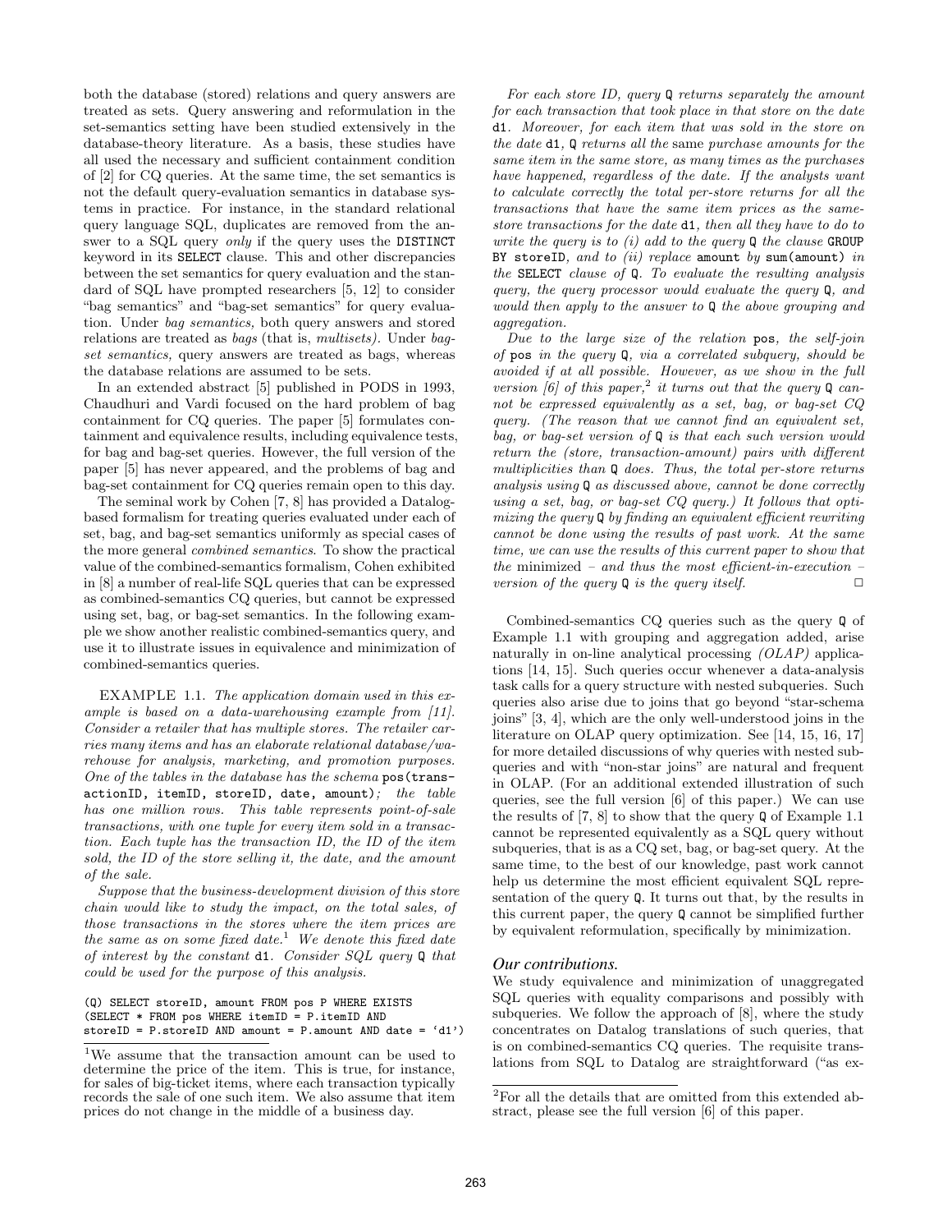both the database (stored) relations and query answers are treated as sets. Query answering and reformulation in the set-semantics setting have been studied extensively in the database-theory literature. As a basis, these studies have all used the necessary and sufficient containment condition of [2] for CQ queries. At the same time, the set semantics is not the default query-evaluation semantics in database systems in practice. For instance, in the standard relational query language SQL, duplicates are removed from the answer to a SQL query *only* if the query uses the DISTINCT keyword in its SELECT clause. This and other discrepancies between the set semantics for query evaluation and the standard of SQL have prompted researchers [5, 12] to consider "bag semantics" and "bag-set semantics" for query evaluation. Under *bag semantics,* both query answers and stored relations are treated as *bags* (that is, *multisets).* Under *bag-set semantics,* query answers are treated as bags, whereas the database relations are assumed to be sets.

In an extended abstract [5] published in PODS in 1993, Chaudhuri and Vardi focused on the hard problem of bag containment for CQ queries. The paper [5] formulates containment and equivalence results, including equivalence tests, for bag and bag-set queries. However, the full version of the paper [5] has never appeared, and the problems of bag and bag-set containment for CQ queries remain open to this day.

The seminal work by Cohen [7, 8] has provided a Datalog-based formalism for treating queries evaluated under each of set, bag, and bag-set semantics uniformly as special cases of the more general *combined semantics*. To show the practical value of the combined-semantics formalism, Cohen exhibited in [8] a number of real-life SQL queries that can be expressed as combined-semantics CQ queries, but cannot be expressed using set, bag, or bag-set semantics. In the following example we show another realistic combined-semantics query, and use it to illustrate issues in equivalence and minimization of combined-semantics queries.

EXAMPLE 1.1. *The application domain used in this example is based on a data-warehousing example from [11]. Consider a retailer that has multiple stores. The retailer carries many items and has an elaborate relational database/warehouse for analysis, marketing, and promotion purposes. One of the tables in the database has the schema* pos(transactionID, itemID, storeID, date, amount)*; the table has one million rows. This table represents point-of-sale transactions, with one tuple for every item sold in a transaction. Each tuple has the transaction ID, the ID of the item sold, the ID of the store selling it, the date, and the amount of the sale.*

*Suppose that the business-development division of this store chain would like to study the impact, on the total sales, of those transactions in the stores where the item prices are the same as on some fixed date.*[1] *We denote this fixed date of interest by the constant* d1*. Consider SQL query* Q *that could be used for the purpose of this analysis.*

```
(Q) SELECT storeID, amount FROM pos P WHERE EXISTS
(SELECT * FROM pos WHERE itemID = P.itemID AND
storeID = P.storeID AND amount = P.amount AND date = 'd1')
```

*For each store ID, query* Q *returns separately the amount for each transaction that took place in that store on the date* d1*. Moreover, for each item that was sold in the store on the date* d1*,* Q *returns all the* same *purchase amounts for the same item in the same store, as many times as the purchases have happened, regardless of the date. If the analysts want to calculate correctly the total per-store returns for all the transactions that have the same item prices as the same-store transactions for the date* d1*, then all they have to do to write the query is to (i) add to the query* Q *the clause* GROUP BY storeID*, and to (ii) replace* amount *by* sum(amount) *in the* SELECT *clause of* Q*. To evaluate the resulting analysis query, the query processor would evaluate the query* Q*, and would then apply to the answer to* Q *the above grouping and aggregation.*

*Due to the large size of the relation* pos*, the self-join of* pos *in the query* Q*, via a correlated subquery, should be avoided if at all possible. However, as we show in the full version [6] of this paper,*[2] *it turns out that the query* Q *cannot be expressed equivalently as a set, bag, or bag-set CQ query. (The reason that we cannot find an equivalent set, bag, or bag-set version of* Q *is that each such version would return the (store, transaction-amount) pairs with different multiplicities than* Q *does. Thus, the total per-store returns analysis using* Q *as discussed above, cannot be done correctly using a set, bag, or bag-set CQ query.) It follows that optimizing the query* Q *by finding an equivalent efficient rewriting cannot be done using the results of past work. At the same time, we can use the results of this current paper to show that the* minimized *– and thus the most efficient-in-execution – version of the query* Q *is the query itself.* □

Combined-semantics CQ queries such as the query Q of Example 1.1 with grouping and aggregation added, arise naturally in on-line analytical processing *(OLAP)* applications [14, 15]. Such queries occur whenever a data-analysis task calls for a query structure with nested subqueries. Such queries also arise due to joins that go beyond "star-schema joins" [3, 4], which are the only well-understood joins in the literature on OLAP query optimization. See [14, 15, 16, 17] for more detailed discussions of why queries with nested subqueries and with "non-star joins" are natural and frequent in OLAP. (For an additional extended illustration of such queries, see the full version [6] of this paper.) We can use the results of [7, 8] to show that the query Q of Example 1.1 cannot be represented equivalently as a SQL query without subqueries, that is as a CQ set, bag, or bag-set query. At the same time, to the best of our knowledge, past work cannot help us determine the most efficient equivalent SQL representation of the query Q. It turns out that, by the results in this current paper, the query Q cannot be simplified further by equivalent reformulation, specifically by minimization.

### *Our contributions.*

We study equivalence and minimization of unaggregated SQL queries with equality comparisons and possibly with subqueries. We follow the approach of [8], where the study concentrates on Datalog translations of such queries, that is on combined-semantics CQ queries. The requisite translations from SQL to Datalog are straightforward ("as ex-

---

[1]We assume that the transaction amount can be used to determine the price of the item. This is true, for instance, for sales of big-ticket items, where each transaction typically records the sale of one such item. We also assume that item prices do not change in the middle of a business day.

[2]For all the details that are omitted from this extended abstract, please see the full version [6] of this paper.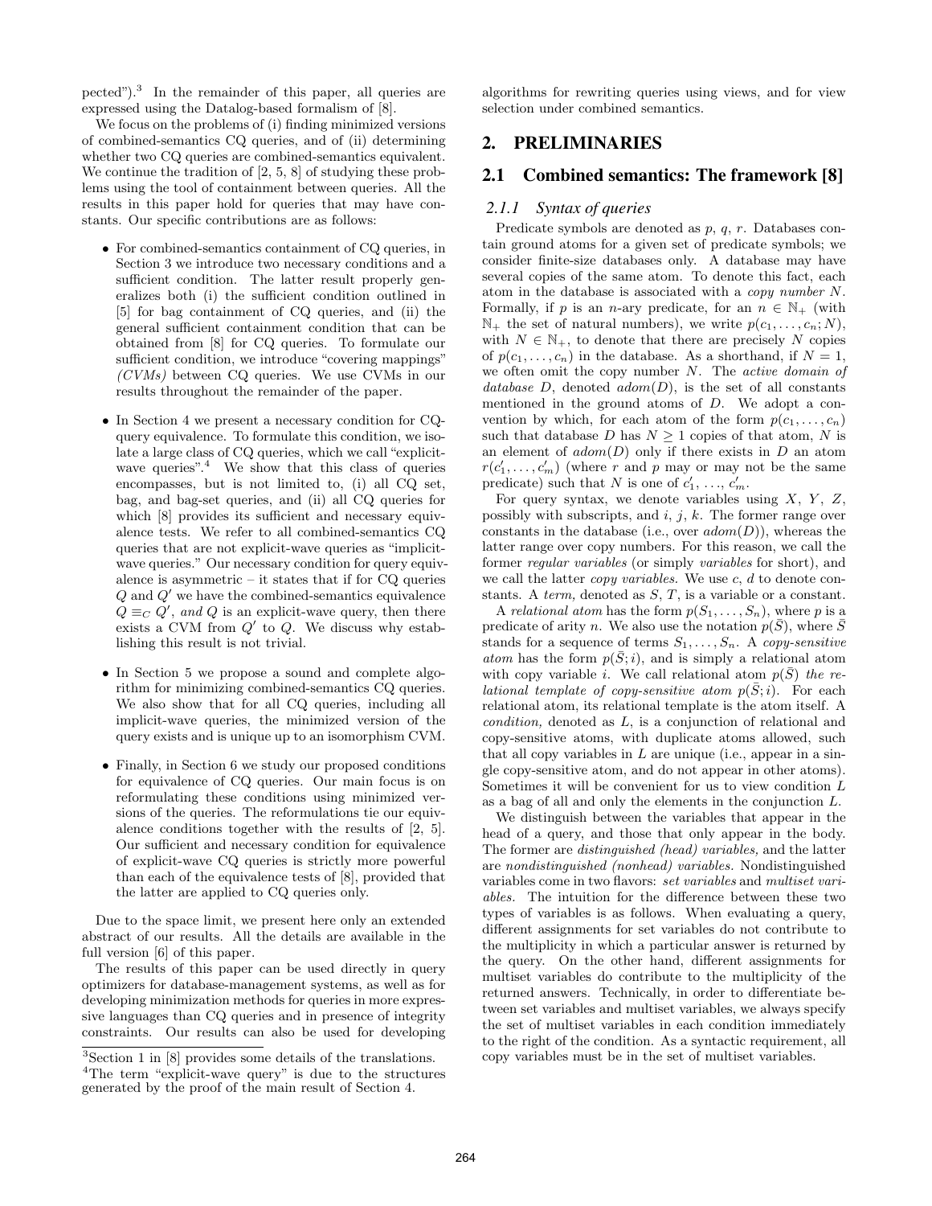pected").[3] In the remainder of this paper, all queries are expressed using the Datalog-based formalism of [8].

We focus on the problems of (i) finding minimized versions of combined-semantics CQ queries, and of (ii) determining whether two CQ queries are combined-semantics equivalent. We continue the tradition of [2, 5, 8] of studying these problems using the tool of containment between queries. All the results in this paper hold for queries that may have constants. Our specific contributions are as follows:

- For combined-semantics containment of CQ queries, in Section 3 we introduce two necessary conditions and a sufficient condition. The latter result properly generalizes both (i) the sufficient condition outlined in [5] for bag containment of CQ queries, and (ii) the general sufficient containment condition that can be obtained from [8] for CQ queries. To formulate our sufficient condition, we introduce "covering mappings" *(CVMs)* between CQ queries. We use CVMs in our results throughout the remainder of the paper.

- In Section 4 we present a necessary condition for CQ-query equivalence. To formulate this condition, we isolate a large class of CQ queries, which we call "explicit-wave queries".[4] We show that this class of queries encompasses, but is not limited to, (i) all CQ set, bag, and bag-set queries, and (ii) all CQ queries for which [8] provides its sufficient and necessary equivalence tests. We refer to all combined-semantics CQ queries that are not explicit-wave queries as "implicit-wave queries." Our necessary condition for query equivalence is asymmetric – it states that if for CQ queries $Q$ and $Q'$ we have the combined-semantics equivalence $Q \equiv_C Q'$, *and* $Q$ is an explicit-wave query, then there exists a CVM from $Q'$ to $Q$. We discuss why establishing this result is not trivial.

- In Section 5 we propose a sound and complete algorithm for minimizing combined-semantics CQ queries. We also show that for all CQ queries, including all implicit-wave queries, the minimized version of the query exists and is unique up to an isomorphism CVM.

- Finally, in Section 6 we study our proposed conditions for equivalence of CQ queries. Our main focus is on reformulating these conditions using minimized versions of the queries. The reformulations tie our equivalence conditions together with the results of [2, 5]. Our sufficient and necessary condition for equivalence of explicit-wave CQ queries is strictly more powerful than each of the equivalence tests of [8], provided that the latter are applied to CQ queries only.

Due to the space limit, we present here only an extended abstract of our results. All the details are available in the full version [6] of this paper.

The results of this paper can be used directly in query optimizers for database-management systems, as well as for developing minimization methods for queries in more expressive languages than CQ queries and in presence of integrity constraints. Our results can also be used for developing algorithms for rewriting queries using views, and for view selection under combined semantics.

[3] Section 1 in [8] provides some details of the translations.

[4] The term "explicit-wave query" is due to the structures generated by the proof of the main result of Section 4.

## 2. PRELIMINARIES

## 2.1 Combined semantics: The framework [8]

### 2.1.1 Syntax of queries

Predicate symbols are denoted as $p$, $q$, $r$. Databases contain ground atoms for a given set of predicate symbols; we consider finite-size databases only. A database may have several copies of the same atom. To denote this fact, each atom in the database is associated with a *copy number* $N$. Formally, if $p$ is an $n$-ary predicate, for an $n \in \mathbb{N}_+$ (with $\mathbb{N}_+$ the set of natural numbers), we write $p(c_1, \ldots, c_n; N)$, with $N \in \mathbb{N}_+$, to denote that there are precisely $N$ copies of $p(c_1, \ldots, c_n)$ in the database. As a shorthand, if $N = 1$, we often omit the copy number $N$. The *active domain of database* $D$, denoted $adom(D)$, is the set of all constants mentioned in the ground atoms of $D$. We adopt a convention by which, for each atom of the form $p(c_1, \ldots, c_n)$ such that database $D$ has $N \geq 1$ copies of that atom, $N$ is an element of $adom(D)$ only if there exists in $D$ an atom $r(c'_1, \ldots, c'_m)$ (where $r$ and $p$ may or may not be the same predicate) such that $N$ is one of $c'_1, \ldots, c'_m$.

For query syntax, we denote variables using $X$, $Y$, $Z$, possibly with subscripts, and $i$, $j$, $k$. The former range over constants in the database (i.e., over $adom(D)$), whereas the latter range over copy numbers. For this reason, we call the former *regular variables* (or simply *variables* for short), and we call the latter *copy variables.* We use $c$, $d$ to denote constants. A *term,* denoted as $S$, $T$, is a variable or a constant.

A *relational atom* has the form $p(S_1, \ldots, S_n)$, where $p$ is a predicate of arity $n$. We also use the notation $p(\bar{S})$, where $\bar{S}$ stands for a sequence of terms $S_1, \ldots, S_n$. A *copy-sensitive atom* has the form $p(\bar{S}; i)$, and is simply a relational atom with copy variable $i$. We call relational atom $p(\bar{S})$ *the relational template of copy-sensitive atom* $p(\bar{S}; i)$. For each relational atom, its relational template is the atom itself. A *condition,* denoted as $L$, is a conjunction of relational and copy-sensitive atoms, with duplicate atoms allowed, such that all copy variables in $L$ are unique (i.e., appear in a single copy-sensitive atom, and do not appear in other atoms). Sometimes it will be convenient for us to view condition $L$ as a bag of all and only the elements in the conjunction $L$.

We distinguish between the variables that appear in the head of a query, and those that only appear in the body. The former are *distinguished (head) variables,* and the latter are *nondistinguished (nonhead) variables.* Nondistinguished variables come in two flavors: *set variables* and *multiset variables.* The intuition for the difference between these two types of variables is as follows. When evaluating a query, different assignments for set variables do not contribute to the multiplicity in which a particular answer is returned by the query. On the other hand, different assignments for multiset variables do contribute to the multiplicity of the returned answers. Technically, in order to differentiate between set variables and multiset variables, we always specify the set of multiset variables in each condition immediately to the right of the condition. As a syntactic requirement, all copy variables must be in the set of multiset variables.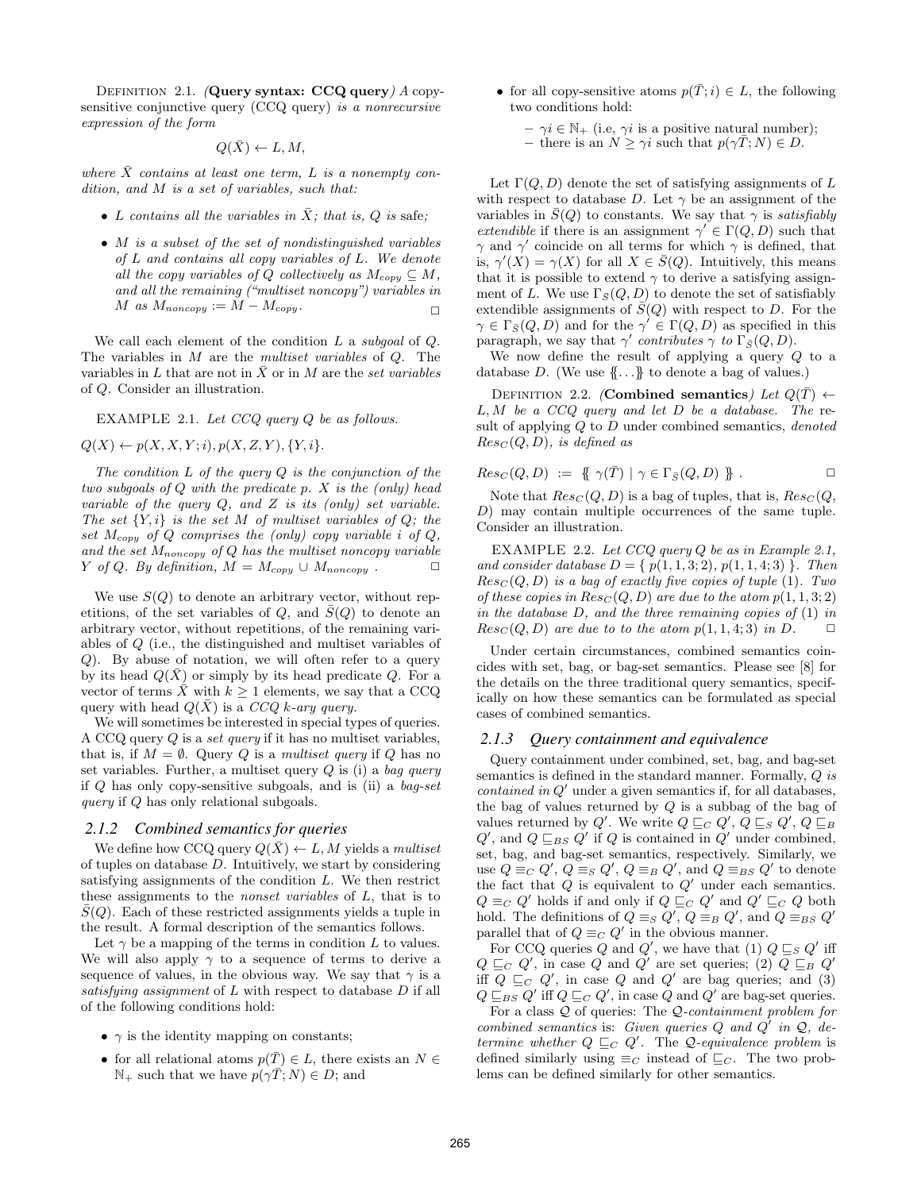DEFINITION 2.1. *(**Query syntax: CCQ query**) A copy-sensitive conjunctive query (CCQ query) is a nonrecursive expression of the form*

$$Q(\bar{X}) \leftarrow L, M,$$

*where $\bar{X}$ contains at least one term, $L$ is a nonempty condition, and $M$ is a set of variables, such that:*

- *$L$ contains all the variables in $\bar{X}$; that is, $Q$ is* safe*;*
- *$M$ is a subset of the set of nondistinguished variables of $L$ and contains all copy variables of $L$. We denote all the copy variables of $Q$ collectively as $M_{copy} \subseteq M$, and all the remaining ("multiset noncopy") variables in $M$ as $M_{noncopy} := M - M_{copy}$.* □

We call each element of the condition $L$ a *subgoal* of $Q$. The variables in $M$ are the *multiset variables* of $Q$. The variables in $L$ that are not in $\bar{X}$ or in $M$ are the *set variables* of $Q$. Consider an illustration.

EXAMPLE 2.1. *Let CCQ query $Q$ be as follows.*

$Q(X) \leftarrow p(X, X, Y; i), p(X, Z, Y), \{Y, i\}.$

*The condition $L$ of the query $Q$ is the conjunction of the two subgoals of $Q$ with the predicate $p$. $X$ is the (only) head variable of the query $Q$, and $Z$ is its (only) set variable. The set $\{Y, i\}$ is the set $M$ of multiset variables of $Q$; the set $M_{copy}$ of $Q$ comprises the (only) copy variable $i$ of $Q$, and the set $M_{noncopy}$ of $Q$ has the multiset noncopy variable $Y$ of $Q$. By definition, $M = M_{copy} \cup M_{noncopy}$ .* □

We use $S(Q)$ to denote an arbitrary vector, without repetitions, of the set variables of $Q$, and $\bar{S}(Q)$ to denote an arbitrary vector, without repetitions, of the remaining variables of $Q$ (i.e., the distinguished and multiset variables of $Q$). By abuse of notation, we will often refer to a query by its head $Q(\bar{X})$ or simply by its head predicate $Q$. For a vector of terms $\bar{X}$ with $k \geq 1$ elements, we say that a CCQ query with head $Q(\bar{X})$ is a *CCQ k-ary query.*

We will sometimes be interested in special types of queries. A CCQ query $Q$ is a *set query* if it has no multiset variables, that is, if $M = \emptyset$. Query $Q$ is a *multiset query* if $Q$ has no set variables. Further, a multiset query $Q$ is (i) a *bag query* if $Q$ has only copy-sensitive subgoals, and is (ii) a *bag-set query* if $Q$ has only relational subgoals.

### 2.1.2 Combined semantics for queries

We define how CCQ query $Q(\bar{X}) \leftarrow L, M$ yields a *multiset* of tuples on database $D$. Intuitively, we start by considering satisfying assignments of the condition $L$. We then restrict these assignments to the *nonset variables* of $L$, that is to $\bar{S}(Q)$. Each of these restricted assignments yields a tuple in the result. A formal description of the semantics follows.

Let $\gamma$ be a mapping of the terms in condition $L$ to values. We will also apply $\gamma$ to a sequence of terms to derive a sequence of values, in the obvious way. We say that $\gamma$ is a *satisfying assignment* of $L$ with respect to database $D$ if all of the following conditions hold:

- $\gamma$ is the identity mapping on constants;
- for all relational atoms $p(\bar{T}) \in L$, there exists an $N \in \mathbb{N}_+$ such that we have $p(\gamma\bar{T}; N) \in D$; and
- for all copy-sensitive atoms $p(\bar{T}; i) \in L$, the following two conditions hold:
  - $\gamma i \in \mathbb{N}_+$ (i.e, $\gamma i$ is a positive natural number);
  - there is an $N \geq \gamma i$ such that $p(\gamma\bar{T}; N) \in D$.

Let $\Gamma(Q, D)$ denote the set of satisfying assignments of $L$ with respect to database $D$. Let $\gamma$ be an assignment of the variables in $\bar{S}(Q)$ to constants. We say that $\gamma$ is *satisfiably extendible* if there is an assignment $\gamma' \in \Gamma(Q, D)$ such that $\gamma$ and $\gamma'$ coincide on all terms for which $\gamma$ is defined, that is, $\gamma'(X) = \gamma(X)$ for all $X \in \bar{S}(Q)$. Intuitively, this means that it is possible to extend $\gamma$ to derive a satisfying assignment of $L$. We use $\Gamma_{\bar{S}}(Q, D)$ to denote the set of satisfiably extendible assignments of $\bar{S}(Q)$ with respect to $D$. For the $\gamma \in \Gamma_{\bar{S}}(Q, D)$ and for the $\gamma' \in \Gamma(Q, D)$ as specified in this paragraph, we say that $\gamma'$ *contributes* $\gamma$ *to* $\Gamma_{\bar{S}}(Q, D)$.

We now define the result of applying a query $Q$ to a database $D$. (We use $\{\!\{\ldots\}\!\}$ to denote a bag of values.)

DEFINITION 2.2. *(**Combined semantics**) Let $Q(\bar{T}) \leftarrow L, M$ be a CCQ query and let $D$ be a database. The result of applying $Q$ to $D$ under combined semantics, denoted $Res_C(Q, D)$, is defined as*

$$Res_C(Q, D) \ := \ \{\!\{ \ \gamma(\bar{T}) \mid \gamma \in \Gamma_{\bar{S}}(Q, D) \ \}\!\} \ . \qquad \square$$

Note that $Res_C(Q, D)$ is a bag of tuples, that is, $Res_C(Q, D)$ may contain multiple occurrences of the same tuple. Consider an illustration.

EXAMPLE 2.2. *Let CCQ query $Q$ be as in Example 2.1, and consider database $D = \{ \ p(1, 1, 3; 2), \ p(1, 1, 4; 3) \ \}$. Then $Res_C(Q, D)$ is a bag of exactly five copies of tuple $(1)$. Two of these copies in $Res_C(Q, D)$ are due to the atom $p(1, 1, 3; 2)$ in the database $D$, and the three remaining copies of $(1)$ in $Res_C(Q, D)$ are due to to the atom $p(1, 1, 4; 3)$ in $D$.* □

Under certain circumstances, combined semantics coincides with set, bag, or bag-set semantics. Please see [8] for the details on the three traditional query semantics, specifically on how these semantics can be formulated as special cases of combined semantics.

### 2.1.3 Query containment and equivalence

Query containment under combined, set, bag, and bag-set semantics is defined in the standard manner. Formally, *$Q$ is contained in $Q'$* under a given semantics if, for all databases, the bag of values returned by $Q$ is a subbag of the bag of values returned by $Q'$. We write $Q \sqsubseteq_C Q'$, $Q \sqsubseteq_S Q'$, $Q \sqsubseteq_B Q'$, and $Q \sqsubseteq_{BS} Q'$ if $Q$ is contained in $Q'$ under combined, set, bag, and bag-set semantics, respectively. Similarly, we use $Q \equiv_C Q'$, $Q \equiv_S Q'$, $Q \equiv_B Q'$, and $Q \equiv_{BS} Q'$ to denote the fact that $Q$ is equivalent to $Q'$ under each such semantics. $Q \equiv_C Q'$ holds if and only if $Q \sqsubseteq_C Q'$ and $Q' \sqsubseteq_C Q$ both hold. The definitions of $Q \equiv_S Q'$, $Q \equiv_B Q'$, and $Q \equiv_{BS} Q'$ parallel that of $Q \equiv_C Q'$ in the obvious manner.

For CCQ queries $Q$ and $Q'$, we have that (1) $Q \sqsubseteq_S Q'$ iff $Q \sqsubseteq_C Q'$, in case $Q$ and $Q'$ are set queries; (2) $Q \sqsubseteq_B Q'$ iff $Q \sqsubseteq_C Q'$, in case $Q$ and $Q'$ are bag queries; and (3) $Q \sqsubseteq_{BS} Q'$ iff $Q \sqsubseteq_C Q'$, in case $Q$ and $Q'$ are bag-set queries.

For a class $\mathcal{Q}$ of queries: The *$\mathcal{Q}$-containment problem for combined semantics* is: *Given queries $Q$ and $Q'$ in $\mathcal{Q}$, determine whether $Q \sqsubseteq_C Q'$.* The *$\mathcal{Q}$-equivalence problem* is defined similarly using $\equiv_C$ instead of $\sqsubseteq_C$. The two problems can be defined similarly for other semantics.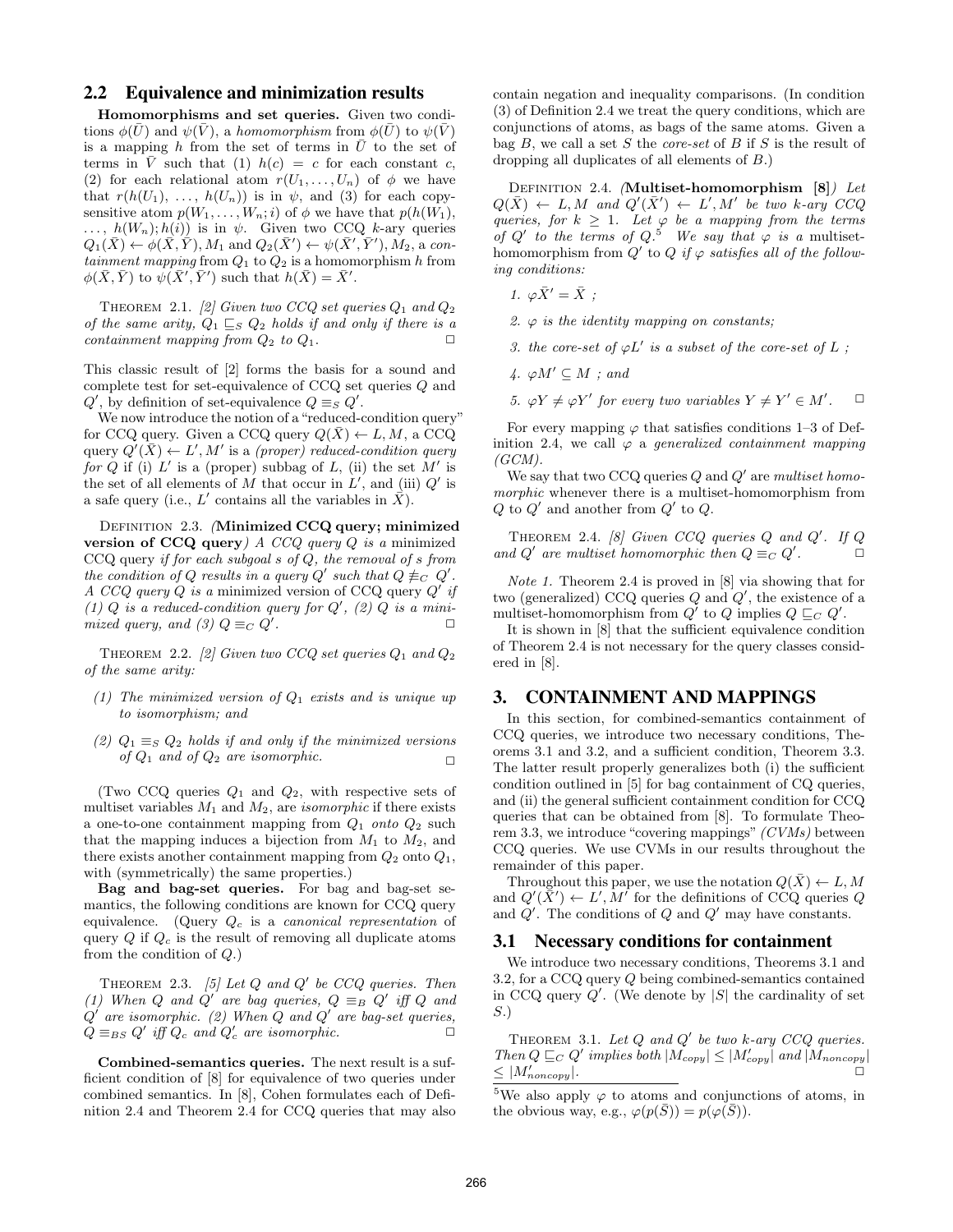## 2.2 Equivalence and minimization results

**Homomorphisms and set queries.** Given two conditions $\phi(\bar{U})$ and $\psi(\bar{V})$, a *homomorphism* from $\phi(\bar{U})$ to $\psi(\bar{V})$ is a mapping $h$ from the set of terms in $\bar{U}$ to the set of terms in $\bar{V}$ such that (1) $h(c) = c$ for each constant $c$, (2) for each relational atom $r(U_1, \ldots, U_n)$ of $\phi$ we have that $r(h(U_1), \ldots, h(U_n))$ is in $\psi$, and (3) for each copy-sensitive atom $p(W_1, \ldots, W_n; i)$ of $\phi$ we have that $p(h(W_1), \ldots, h(W_n); h(i))$ is in $\psi$. Given two CCQ $k$-ary queries $Q_1(\bar{X}) \leftarrow \phi(\bar{X}, \bar{Y}), M_1$ and $Q_2(\bar{X}') \leftarrow \psi(\bar{X}', \bar{Y}'), M_2$, a *containment mapping* from $Q_1$ to $Q_2$ is a homomorphism $h$ from $\phi(\bar{X}, \bar{Y})$ to $\psi(\bar{X}', \bar{Y}')$ such that $h(\bar{X}) = \bar{X}'$.

THEOREM 2.1. *[2] Given two CCQ set queries $Q_1$ and $Q_2$ of the same arity, $Q_1 \sqsubseteq_S Q_2$ holds if and only if there is a containment mapping from $Q_2$ to $Q_1$.* □

This classic result of [2] forms the basis for a sound and complete test for set-equivalence of CCQ set queries $Q$ and $Q'$, by definition of set-equivalence $Q \equiv_S Q'$.

We now introduce the notion of a "reduced-condition query" for CCQ query. Given a CCQ query $Q(\bar{X}) \leftarrow L, M$, a CCQ query $Q'(\bar{X}) \leftarrow L', M'$ is a *(proper) reduced-condition query for $Q$* if (i) $L'$ is a (proper) subbag of $L$, (ii) the set $M'$ is the set of all elements of $M$ that occur in $L'$, and (iii) $Q'$ is a safe query (i.e., $L'$ contains all the variables in $\bar{X}$).

DEFINITION 2.3. *(***Minimized CCQ query; minimized version of CCQ query***) A CCQ query $Q$ is a* minimized CCQ query *if for each subgoal $s$ of $Q$, the removal of $s$ from the condition of $Q$ results in a query $Q'$ such that $Q \not\equiv_C Q'$. A CCQ query $Q$ is a* minimized version of CCQ query $Q'$ *if (1) $Q$ is a reduced-condition query for $Q'$, (2) $Q$ is a minimized query, and (3) $Q \equiv_C Q'$.* □

THEOREM 2.2. *[2] Given two CCQ set queries $Q_1$ and $Q_2$ of the same arity:*

*(1) The minimized version of $Q_1$ exists and is unique up to isomorphism; and*

*(2) $Q_1 \equiv_S Q_2$ holds if and only if the minimized versions of $Q_1$ and of $Q_2$ are isomorphic.* □

(Two CCQ queries $Q_1$ and $Q_2$, with respective sets of multiset variables $M_1$ and $M_2$, are *isomorphic* if there exists a one-to-one containment mapping from $Q_1$ *onto* $Q_2$ such that the mapping induces a bijection from $M_1$ to $M_2$, and there exists another containment mapping from $Q_2$ onto $Q_1$, with (symmetrically) the same properties.)

**Bag and bag-set queries.** For bag and bag-set semantics, the following conditions are known for CCQ query equivalence. (Query $Q_c$ is a *canonical representation* of query $Q$ if $Q_c$ is the result of removing all duplicate atoms from the condition of $Q$.)

THEOREM 2.3. *[5] Let $Q$ and $Q'$ be CCQ queries. Then (1) When $Q$ and $Q'$ are bag queries, $Q \equiv_B Q'$ iff $Q$ and $Q'$ are isomorphic. (2) When $Q$ and $Q'$ are bag-set queries, $Q \equiv_{BS} Q'$ iff $Q_c$ and $Q'_c$ are isomorphic.* □

**Combined-semantics queries.** The next result is a sufficient condition of [8] for equivalence of two queries under combined semantics. In [8], Cohen formulates each of Definition 2.4 and Theorem 2.4 for CCQ queries that may also contain negation and inequality comparisons. (In condition (3) of Definition 2.4 we treat the query conditions, which are conjunctions of atoms, as bags of the same atoms. Given a bag $B$, we call a set $S$ the *core-set* of $B$ if $S$ is the result of dropping all duplicates of all elements of $B$.)

DEFINITION 2.4. *(***Multiset-homomorphism [8]***) Let $Q(\bar{X}) \leftarrow L, M$ and $Q'(\bar{X}') \leftarrow L', M'$ be two $k$-ary CCQ queries, for $k \geq 1$. Let $\varphi$ be a mapping from the terms of $Q'$ to the terms of $Q$.*[5] *We say that $\varphi$ is a* multiset-homomorphism from $Q'$ to $Q$ *if $\varphi$ satisfies all of the following conditions:*

1. *$\varphi\bar{X}' = \bar{X}$ ;*
2. *$\varphi$ is the identity mapping on constants;*
3. *the core-set of $\varphi L'$ is a subset of the core-set of $L$ ;*
4. *$\varphi M' \subseteq M$ ; and*
5. *$\varphi Y \neq \varphi Y'$ for every two variables $Y \neq Y' \in M'$.* □

For every mapping $\varphi$ that satisfies conditions 1–3 of Definition 2.4, we call $\varphi$ a *generalized containment mapping (GCM)*.

We say that two CCQ queries $Q$ and $Q'$ are *multiset homomorphic* whenever there is a multiset-homomorphism from $Q$ to $Q'$ and another from $Q'$ to $Q$.

THEOREM 2.4. *[8] Given CCQ queries $Q$ and $Q'$. If $Q$ and $Q'$ are multiset homomorphic then $Q \equiv_C Q'$.* □

*Note 1.* Theorem 2.4 is proved in [8] via showing that for two (generalized) CCQ queries $Q$ and $Q'$, the existence of a multiset-homomorphism from $Q'$ to $Q$ implies $Q \sqsubseteq_C Q'$.

It is shown in [8] that the sufficient equivalence condition of Theorem 2.4 is not necessary for the query classes considered in [8].

# 3. CONTAINMENT AND MAPPINGS

In this section, for combined-semantics containment of CCQ queries, we introduce two necessary conditions, Theorems 3.1 and 3.2, and a sufficient condition, Theorem 3.3. The latter result properly generalizes both (i) the sufficient condition outlined in [5] for bag containment of CQ queries, and (ii) the general sufficient containment condition for CCQ queries that can be obtained from [8]. To formulate Theorem 3.3, we introduce "covering mappings" *(CVMs)* between CCQ queries. We use CVMs in our results throughout the remainder of this paper.

Throughout this paper, we use the notation $Q(\bar{X}) \leftarrow L, M$ and $Q'(\bar{X}') \leftarrow L', M'$ for the definitions of CCQ queries $Q$ and $Q'$. The conditions of $Q$ and $Q'$ may have constants.

## 3.1 Necessary conditions for containment

We introduce two necessary conditions, Theorems 3.1 and 3.2, for a CCQ query $Q$ being combined-semantics contained in CCQ query $Q'$. (We denote by $|S|$ the cardinality of set $S$.)

THEOREM 3.1. *Let $Q$ and $Q'$ be two $k$-ary CCQ queries. Then $Q \sqsubseteq_C Q'$ implies both $|M_{copy}| \leq |M'_{copy}|$ and $|M_{noncopy}| \leq |M'_{noncopy}|$.* □

[5]We also apply $\varphi$ to atoms and conjunctions of atoms, in the obvious way, e.g., $\varphi(p(\bar{S})) = p(\varphi(\bar{S}))$.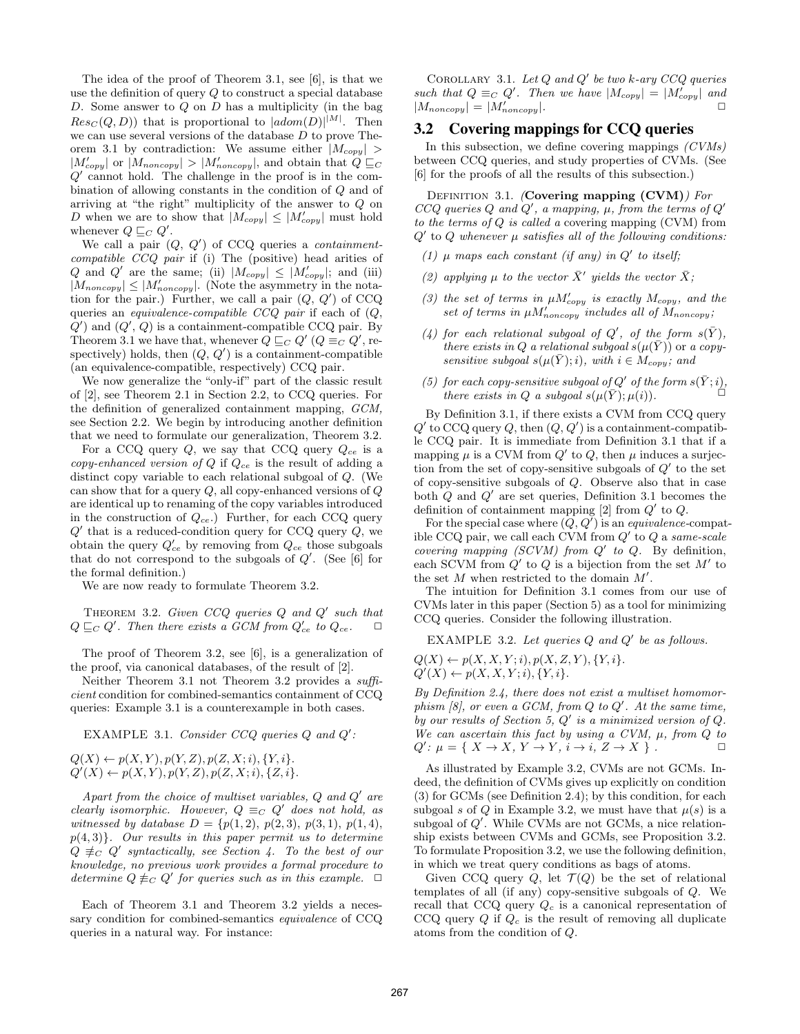The idea of the proof of Theorem 3.1, see [6], is that we use the definition of query $Q$ to construct a special database $D$. Some answer to $Q$ on $D$ has a multiplicity (in the bag $Res_C(Q, D)$) that is proportional to $|adom(D)|^{|M|}$. Then we can use several versions of the database $D$ to prove Theorem 3.1 by contradiction: We assume either $|M_{copy}| > |M'_{copy}|$ or $|M_{noncopy}| > |M'_{noncopy}|$, and obtain that $Q \sqsubseteq_C Q'$ cannot hold. The challenge in the proof is in the combination of allowing constants in the condition of $Q$ and of arriving at "the right" multiplicity of the answer to $Q$ on $D$ when we are to show that $|M_{copy}| \leq |M'_{copy}|$ must hold whenever $Q \sqsubseteq_C Q'$.

We call a pair ($Q$, $Q'$) of CCQ queries a *containment-compatible CCQ pair* if (i) The (positive) head arities of $Q$ and $Q'$ are the same; (ii) $|M_{copy}| \leq |M'_{copy}|$; and (iii) $|M_{noncopy}| \leq |M'_{noncopy}|$. (Note the asymmetry in the notation for the pair.) Further, we call a pair ($Q$, $Q'$) of CCQ queries an *equivalence-compatible CCQ pair* if each of ($Q$, $Q'$) and ($Q'$, $Q$) is a containment-compatible CCQ pair. By Theorem 3.1 we have that, whenever $Q \sqsubseteq_C Q'$ ($Q \equiv_C Q'$, respectively) holds, then ($Q$, $Q'$) is a containment-compatible (an equivalence-compatible, respectively) CCQ pair.

We now generalize the "only-if" part of the classic result of [2], see Theorem 2.1 in Section 2.2, to CCQ queries. For the definition of generalized containment mapping, *GCM*, see Section 2.2. We begin by introducing another definition that we need to formulate our generalization, Theorem 3.2.

For a CCQ query $Q$, we say that CCQ query $Q_{ce}$ is a *copy-enhanced version of* $Q$ if $Q_{ce}$ is the result of adding a distinct copy variable to each relational subgoal of $Q$. (We can show that for a query $Q$, all copy-enhanced versions of $Q$ are identical up to renaming of the copy variables introduced in the construction of $Q_{ce}$.) Further, for each CCQ query $Q'$ that is a reduced-condition query for CCQ query $Q$, we obtain the query $Q'_{ce}$ by removing from $Q_{ce}$ those subgoals that do not correspond to the subgoals of $Q'$. (See [6] for the formal definition.)

We are now ready to formulate Theorem 3.2.

THEOREM 3.2. *Given CCQ queries $Q$ and $Q'$ such that $Q \sqsubseteq_C Q'$. Then there exists a GCM from $Q'_{ce}$ to $Q_{ce}$.* □

The proof of Theorem 3.2, see [6], is a generalization of the proof, via canonical databases, of the result of [2].

Neither Theorem 3.1 not Theorem 3.2 provides a *sufficient* condition for combined-semantics containment of CCQ queries: Example 3.1 is a counterexample in both cases.

EXAMPLE 3.1. *Consider CCQ queries $Q$ and $Q'$:*

$Q(X) \leftarrow p(X, Y), p(Y, Z), p(Z, X; i), \{Y, i\}$.
$Q'(X) \leftarrow p(X, Y), p(Y, Z), p(Z, X; i), \{Z, i\}$.

*Apart from the choice of multiset variables, $Q$ and $Q'$ are clearly isomorphic. However, $Q \equiv_C Q'$ does not hold, as witnessed by database $D = \{p(1, 2),\ p(2, 3),\ p(3, 1),\ p(1, 4),\ p(4, 3)\}$. Our results in this paper permit us to determine $Q \not\equiv_C Q'$ syntactically, see Section 4. To the best of our knowledge, no previous work provides a formal procedure to determine $Q \not\equiv_C Q'$ for queries such as in this example.* □

Each of Theorem 3.1 and Theorem 3.2 yields a necessary condition for combined-semantics *equivalence* of CCQ queries in a natural way. For instance:

COROLLARY 3.1. *Let $Q$ and $Q'$ be two $k$-ary CCQ queries such that $Q \equiv_C Q'$. Then we have $|M_{copy}| = |M'_{copy}|$ and $|M_{noncopy}| = |M'_{noncopy}|$.* □

## 3.2 Covering mappings for CCQ queries

In this subsection, we define covering mappings *(CVMs)* between CCQ queries, and study properties of CVMs. (See [6] for the proofs of all the results of this subsection.)

DEFINITION 3.1. *(**Covering mapping (CVM)**) For CCQ queries $Q$ and $Q'$, a mapping, $\mu$, from the terms of $Q'$ to the terms of $Q$ is called a* covering mapping (CVM) from $Q'$ to $Q$ *whenever $\mu$ satisfies all of the following conditions:*

*(1) $\mu$ maps each constant (if any) in $Q'$ to itself;*

*(2) applying $\mu$ to the vector $\bar{X}'$ yields the vector $\bar{X}$;*

*(3) the set of terms in $\mu M'_{copy}$ is exactly $M_{copy}$, and the set of terms in $\mu M'_{noncopy}$ includes all of $M_{noncopy}$;*

*(4) for each relational subgoal of $Q'$, of the form $s(\bar{Y})$, there exists in $Q$ a relational subgoal $s(\mu(\bar{Y}))$ or a copy-sensitive subgoal $s(\mu(\bar{Y}); i)$, with $i \in M_{copy}$; and*

*(5) for each copy-sensitive subgoal of $Q'$ of the form $s(\bar{Y}; i)$, there exists in $Q$ a subgoal $s(\mu(\bar{Y}); \mu(i))$.* □

By Definition 3.1, if there exists a CVM from CCQ query $Q'$ to CCQ query $Q$, then ($Q$, $Q'$) is a containment-compatible CCQ pair. It is immediate from Definition 3.1 that if a mapping $\mu$ is a CVM from $Q'$ to $Q$, then $\mu$ induces a surjection from the set of copy-sensitive subgoals of $Q'$ to the set of copy-sensitive subgoals of $Q$. Observe also that in case both $Q$ and $Q'$ are set queries, Definition 3.1 becomes the definition of containment mapping [2] from $Q'$ to $Q$.

For the special case where ($Q$, $Q'$) is an *equivalence*-compatible CCQ pair, we call each CVM from $Q'$ to $Q$ a *same-scale covering mapping (SCVM) from $Q'$ to $Q$*. By definition, each SCVM from $Q'$ to $Q$ is a bijection from the set $M'$ to the set $M$ when restricted to the domain $M'$.

The intuition for Definition 3.1 comes from our use of CVMs later in this paper (Section 5) as a tool for minimizing CCQ queries. Consider the following illustration.

EXAMPLE 3.2. *Let queries $Q$ and $Q'$ be as follows.*

$Q(X) \leftarrow p(X, X, Y; i), p(X, Z, Y), \{Y, i\}$.
$Q'(X) \leftarrow p(X, X, Y; i), \{Y, i\}$.

*By Definition 2.4, there does not exist a multiset homomorphism [8], or even a GCM, from $Q$ to $Q'$. At the same time, by our results of Section 5, $Q'$ is a minimized version of $Q$. We can ascertain this fact by using a CVM, $\mu$, from $Q$ to $Q'$: $\mu = \{\ X \rightarrow X,\ Y \rightarrow Y,\ i \rightarrow i,\ Z \rightarrow X\ \}$ .* □

As illustrated by Example 3.2, CVMs are not GCMs. Indeed, the definition of CVMs gives up explicitly on condition (3) for GCMs (see Definition 2.4); by this condition, for each subgoal $s$ of $Q$ in Example 3.2, we must have that $\mu(s)$ is a subgoal of $Q'$. While CVMs are not GCMs, a nice relationship exists between CVMs and GCMs, see Proposition 3.2. To formulate Proposition 3.2, we use the following definition, in which we treat query conditions as bags of atoms.

Given CCQ query $Q$, let $\mathcal{T}(Q)$ be the set of relational templates of all (if any) copy-sensitive subgoals of $Q$. We recall that CCQ query $Q_c$ is a canonical representation of CCQ query $Q$ if $Q_c$ is the result of removing all duplicate atoms from the condition of $Q$.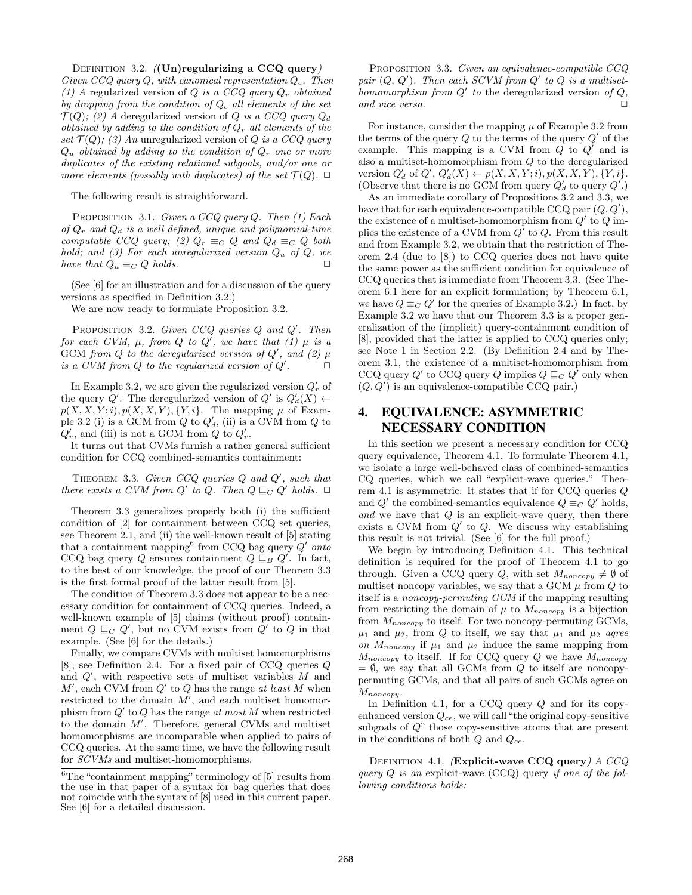Definition 3.2. *(**(Un)regularizing a CCQ query**) Given CCQ query $Q$, with canonical representation $Q_c$. Then (1) A* regularized version *of $Q$ is a CCQ query $Q_r$ obtained by dropping from the condition of $Q_c$ all elements of the set $\mathcal{T}(Q)$; (2) A* deregularized version *of $Q$ is a CCQ query $Q_d$ obtained by adding to the condition of $Q_r$ all elements of the set $\mathcal{T}(Q)$; (3) An* unregularized version *of $Q$ is a CCQ query $Q_u$ obtained by adding to the condition of $Q_r$ one or more duplicates of the existing relational subgoals, and/or one or more elements (possibly with duplicates) of the set $\mathcal{T}(Q)$.* □

The following result is straightforward.

Proposition 3.1. *Given a CCQ query $Q$. Then (1) Each of $Q_r$ and $Q_d$ is a well defined, unique and polynomial-time computable CCQ query; (2) $Q_r \equiv_C Q$ and $Q_d \equiv_C Q$ both hold; and (3) For each unregularized version $Q_u$ of $Q$, we have that $Q_u \equiv_C Q$ holds.* □

(See [6] for an illustration and for a discussion of the query versions as specified in Definition 3.2.)

We are now ready to formulate Proposition 3.2.

Proposition 3.2. *Given CCQ queries $Q$ and $Q'$. Then for each CVM, $\mu$, from $Q$ to $Q'$, we have that (1) $\mu$ is a GCM from $Q$ to the deregularized version of $Q'$, and (2) $\mu$ is a CVM from $Q$ to the regularized version of $Q'$.* □

In Example 3.2, we are given the regularized version $Q'_r$ of the query $Q'$. The deregularized version of $Q'$ is $Q'_d(X) \leftarrow p(X, X, Y; i), p(X, X, Y), \{Y, i\}$. The mapping $\mu$ of Example 3.2 (i) is a GCM from $Q$ to $Q'_d$, (ii) is a CVM from $Q$ to $Q'_r$, and (iii) is not a GCM from $Q$ to $Q'_r$.

It turns out that CVMs furnish a rather general sufficient condition for CCQ combined-semantics containment:

Theorem 3.3. *Given CCQ queries $Q$ and $Q'$, such that there exists a CVM from $Q'$ to $Q$. Then $Q \sqsubseteq_C Q'$ holds.* □

Theorem 3.3 generalizes properly both (i) the sufficient condition of [2] for containment between CCQ set queries, see Theorem 2.1, and (ii) the well-known result of [5] stating that a containment mapping[6] from CCQ bag query $Q'$ *onto* CCQ bag query $Q$ ensures containment $Q \sqsubseteq_B Q'$. In fact, to the best of our knowledge, the proof of our Theorem 3.3 is the first formal proof of the latter result from [5].

The condition of Theorem 3.3 does not appear to be a necessary condition for containment of CCQ queries. Indeed, a well-known example of [5] claims (without proof) containment $Q \sqsubseteq_C Q'$, but no CVM exists from $Q'$ to $Q$ in that example. (See [6] for the details.)

Finally, we compare CVMs with multiset homomorphisms [8], see Definition 2.4. For a fixed pair of CCQ queries $Q$ and $Q'$, with respective sets of multiset variables $M$ and $M'$, each CVM from $Q'$ to $Q$ has the range *at least* $M$ when restricted to the domain $M'$, and each multiset homomorphism from $Q'$ to $Q$ has the range *at most* $M$ when restricted to the domain $M'$. Therefore, general CVMs and multiset homomorphisms are incomparable when applied to pairs of CCQ queries. At the same time, we have the following result for *SCVMs* and multiset-homomorphisms.

[6]The "containment mapping" terminology of [5] results from the use in that paper of a syntax for bag queries that does not coincide with the syntax of [8] used in this current paper. See [6] for a detailed discussion.

Proposition 3.3. *Given an equivalence-compatible CCQ pair $(Q, Q')$. Then each SCVM from $Q'$ to $Q$ is a multiset-homomorphism from $Q'$ to* the deregularized version *of $Q$, and vice versa.* □

For instance, consider the mapping $\mu$ of Example 3.2 from the terms of the query $Q$ to the terms of the query $Q'$ of the example. This mapping is a CVM from $Q$ to $Q'$ and is also a multiset-homomorphism from $Q$ to the deregularized version $Q'_d$ of $Q'$, $Q'_d(X) \leftarrow p(X, X, Y; i), p(X, X, Y), \{Y, i\}$. (Observe that there is no GCM from query $Q'_d$ to query $Q'$.)

As an immediate corollary of Propositions 3.2 and 3.3, we have that for each equivalence-compatible CCQ pair $(Q, Q')$, the existence of a multiset-homomorphism from $Q'$ to $Q$ implies the existence of a CVM from $Q'$ to $Q$. From this result and from Example 3.2, we obtain that the restriction of Theorem 2.4 (due to [8]) to CCQ queries does not have quite the same power as the sufficient condition for equivalence of CCQ queries that is immediate from Theorem 3.3. (See Theorem 6.1 here for an explicit formulation; by Theorem 6.1, we have $Q \equiv_C Q'$ for the queries of Example 3.2.) In fact, by Example 3.2 we have that our Theorem 3.3 is a proper generalization of the (implicit) query-containment condition of [8], provided that the latter is applied to CCQ queries only; see Note 1 in Section 2.2. (By Definition 2.4 and by Theorem 3.1, the existence of a multiset-homomorphism from CCQ query $Q'$ to CCQ query $Q$ implies $Q \sqsubseteq_C Q'$ only when $(Q, Q')$ is an equivalence-compatible CCQ pair.)

# 4. EQUIVALENCE: ASYMMETRIC NECESSARY CONDITION

In this section we present a necessary condition for CCQ query equivalence, Theorem 4.1. To formulate Theorem 4.1, we isolate a large well-behaved class of combined-semantics CQ queries, which we call "explicit-wave queries." Theorem 4.1 is asymmetric: It states that if for CCQ queries $Q$ and $Q'$ the combined-semantics equivalence $Q \equiv_C Q'$ holds, *and* we have that $Q$ is an explicit-wave query, then there exists a CVM from $Q'$ to $Q$. We discuss why establishing this result is not trivial. (See [6] for the full proof.)

We begin by introducing Definition 4.1. This technical definition is required for the proof of Theorem 4.1 to go through. Given a CCQ query $Q$, with set $M_{noncopy} \neq \emptyset$ of multiset noncopy variables, we say that a GCM $\mu$ from $Q$ to itself is a *noncopy-permuting GCM* if the mapping resulting from restricting the domain of $\mu$ to $M_{noncopy}$ is a bijection from $M_{noncopy}$ to itself. For two noncopy-permuting GCMs, $\mu_1$ and $\mu_2$, from $Q$ to itself, we say that $\mu_1$ and $\mu_2$ *agree on* $M_{noncopy}$ if $\mu_1$ and $\mu_2$ induce the same mapping from $M_{noncopy}$ to itself. If for CCQ query $Q$ we have $M_{noncopy} = \emptyset$, we say that all GCMs from $Q$ to itself are noncopy-permuting GCMs, and that all pairs of such GCMs agree on $M_{noncopy}$.

In Definition 4.1, for a CCQ query $Q$ and for its copy-enhanced version $Q_{ce}$, we will call "the original copy-sensitive subgoals of $Q$" those copy-sensitive atoms that are present in the conditions of both $Q$ and $Q_{ce}$.

Definition 4.1. *(**Explicit-wave CCQ query**) A CCQ query $Q$ is an* explicit-wave *(CCQ) query if one of the following conditions holds:*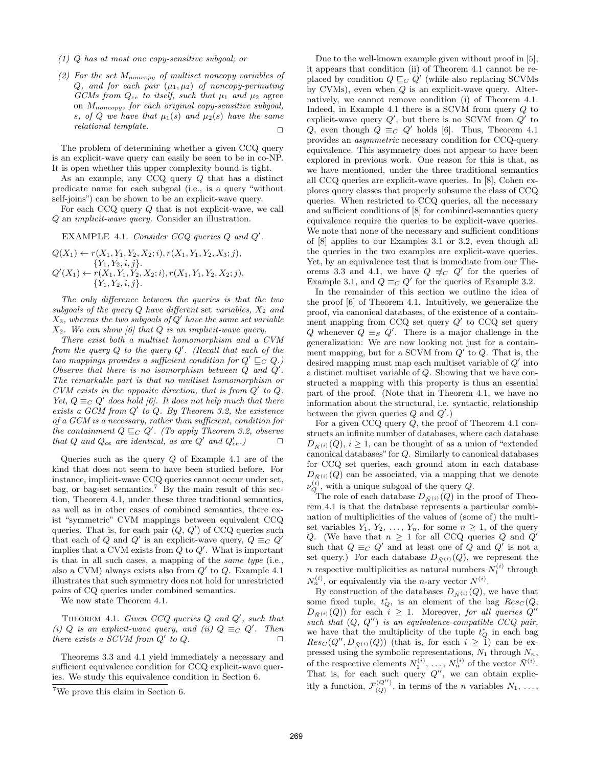(1) $Q$ has at most one copy-sensitive subgoal; or

(2) For the set $M_{noncopy}$ of multiset noncopy variables of $Q$, and for each pair $(\mu_1, \mu_2)$ of noncopy-permuting GCMs from $Q_{ce}$ to itself, such that $\mu_1$ and $\mu_2$ agree on $M_{noncopy}$, for each original copy-sensitive subgoal, $s$, of $Q$ we have that $\mu_1(s)$ and $\mu_2(s)$ have the same relational template. □

The problem of determining whether a given CCQ query is an explicit-wave query can easily be seen to be in co-NP. It is open whether this upper complexity bound is tight.

As an example, any CCQ query $Q$ that has a distinct predicate name for each subgoal (i.e., is a query "without self-joins") can be shown to be an explicit-wave query.

For each CCQ query $Q$ that is not explicit-wave, we call $Q$ an *implicit-wave query.* Consider an illustration.

EXAMPLE 4.1. *Consider CCQ queries $Q$ and $Q'$.*

$$Q(X_1) \leftarrow r(X_1, Y_1, Y_2, X_2; i), r(X_1, Y_1, Y_2, X_3; j), \{Y_1, Y_2, i, j\}.$$
$$Q'(X_1) \leftarrow r(X_1, Y_1, Y_2, X_2; i), r(X_1, Y_1, Y_2, X_2; j), \{Y_1, Y_2, i, j\}.$$

*The only difference between the queries is that the two subgoals of the query $Q$ have different* set *variables, $X_2$ and $X_3$, whereas the two subgoals of $Q'$ have the same set variable $X_2$. We can show [6] that $Q$ is an implicit-wave query.*

*There exist both a multiset homomorphism and a CVM from the query $Q$ to the query $Q'$. (Recall that each of the two mappings provides a sufficient condition for $Q' \sqsubseteq_C Q$.) Observe that there is no isomorphism between $Q$ and $Q'$. The remarkable part is that no multiset homomorphism or CVM exists in the opposite direction, that is from $Q'$ to $Q$. Yet, $Q \equiv_C Q'$ does hold [6]. It does not help much that there exists a GCM from $Q'$ to $Q$. By Theorem 3.2, the existence of a GCM is a necessary, rather than sufficient, condition for the containment $Q \sqsubseteq_C Q'$. (To apply Theorem 3.2, observe that $Q$ and $Q_{ce}$ are identical, as are $Q'$ and $Q'_{ce}$.)* □

Queries such as the query $Q$ of Example 4.1 are of the kind that does not seem to have been studied before. For instance, implicit-wave CCQ queries cannot occur under set, bag, or bag-set semantics.[7] By the main result of this section, Theorem 4.1, under these three traditional semantics, as well as in other cases of combined semantics, there exist "symmetric" CVM mappings between equivalent CCQ queries. That is, for each pair $(Q, Q')$ of CCQ queries such that each of $Q$ and $Q'$ is an explicit-wave query, $Q \equiv_C Q'$ implies that a CVM exists from $Q$ to $Q'$. What is important is that in all such cases, a mapping of the *same type* (i.e., also a CVM) always exists also from $Q'$ to $Q$. Example 4.1 illustrates that such symmetry does not hold for unrestricted pairs of CQ queries under combined semantics.

We now state Theorem 4.1.

THEOREM 4.1. *Given CCQ queries $Q$ and $Q'$, such that (i) $Q$ is an explicit-wave query, and (ii) $Q \equiv_C Q'$. Then there exists a SCVM from $Q'$ to $Q$.* □

Theorems 3.3 and 4.1 yield immediately a necessary and sufficient equivalence condition for CCQ explicit-wave queries. We study this equivalence condition in Section 6.

[7] We prove this claim in Section 6.

Due to the well-known example given without proof in [5], it appears that condition (ii) of Theorem 4.1 cannot be replaced by condition $Q \sqsubseteq_C Q'$ (while also replacing SCVMs by CVMs), even when $Q$ is an explicit-wave query. Alternatively, we cannot remove condition (i) of Theorem 4.1. Indeed, in Example 4.1 there is a SCVM from query $Q$ to explicit-wave query $Q'$, but there is no SCVM from $Q'$ to $Q$, even though $Q \equiv_C Q'$ holds [6]. Thus, Theorem 4.1 provides an *asymmetric* necessary condition for CCQ-query equivalence. This asymmetry does not appear to have been explored in previous work. One reason for this is that, as we have mentioned, under the three traditional semantics all CCQ queries are explicit-wave queries. In [8], Cohen explores query classes that properly subsume the class of CCQ queries. When restricted to CCQ queries, all the necessary and sufficient conditions of [8] for combined-semantics query equivalence require the queries to be explicit-wave queries. We note that none of the necessary and sufficient conditions of [8] applies to our Examples 3.1 or 3.2, even though all the queries in the two examples are explicit-wave queries. Yet, by an equivalence test that is immediate from our Theorems 3.3 and 4.1, we have $Q \not\equiv_C Q'$ for the queries of Example 3.1, and $Q \equiv_C Q'$ for the queries of Example 3.2.

In the remainder of this section we outline the idea of the proof [6] of Theorem 4.1. Intuitively, we generalize the proof, via canonical databases, of the existence of a containment mapping from CCQ set query $Q'$ to CCQ set query $Q$ whenever $Q \equiv_S Q'$. There is a major challenge in the generalization: We are now looking not just for a containment mapping, but for a SCVM from $Q'$ to $Q$. That is, the desired mapping must map each multiset variable of $Q'$ into a distinct multiset variable of $Q$. Showing that we have constructed a mapping with this property is thus an essential part of the proof. (Note that in Theorem 4.1, we have no information about the structural, i.e. syntactic, relationship between the given queries $Q$ and $Q'$.)

For a given CCQ query $Q$, the proof of Theorem 4.1 constructs an infinite number of databases, where each database $D_{\bar{N}^{(i)}}(Q)$, $i \geq 1$, can be thought of as a union of "extended canonical databases" for $Q$. Similarly to canonical databases for CCQ set queries, each ground atom in each database $D_{\bar{N}^{(i)}}(Q)$ can be associated, via a mapping that we denote $\nu_Q^{(i)}$, with a unique subgoal of the query $Q$.

The role of each database $D_{\bar{N}^{(i)}}(Q)$ in the proof of Theorem 4.1 is that the database represents a particular combination of multiplicities of the values of (some of) the multiset variables $Y_1, Y_2, \ldots, Y_n$, for some $n \geq 1$, of the query $Q$. (We have that $n \geq 1$ for all CCQ queries $Q$ and $Q'$ such that $Q \equiv_C Q'$ and at least one of $Q$ and $Q'$ is not a set query.) For each database $D_{\bar{N}^{(i)}}(Q)$, we represent the $n$ respective multiplicities as natural numbers $N_1^{(i)}$ through $N_n^{(i)}$, or equivalently via the $n$-ary vector $\bar{N}^{(i)}$.

By construction of the databases $D_{\bar{N}^{(i)}}(Q)$, we have that some fixed tuple, $t_Q^*$, is an element of the bag $Res_C(Q, D_{\bar{N}^{(i)}}(Q))$ for each $i \geq 1$. Moreover, *for all queries $Q''$ such that $(Q, Q'')$ is an equivalence-compatible CCQ pair,* we have that the multiplicity of the tuple $t_Q^*$ in each bag $Res_C(Q'', D_{\bar{N}^{(i)}}(Q))$ (that is, for each $i \geq 1$) can be expressed using the symbolic representations, $N_1$ through $N_n$, of the respective elements $N_1^{(i)}, \ldots, N_n^{(i)}$ of the vector $\bar{N}^{(i)}$. That is, for each such query $Q''$, we can obtain explicitly a function, $\mathcal{F}_{(Q)}^{(Q'')}$, in terms of the $n$ variables $N_1, \ldots,$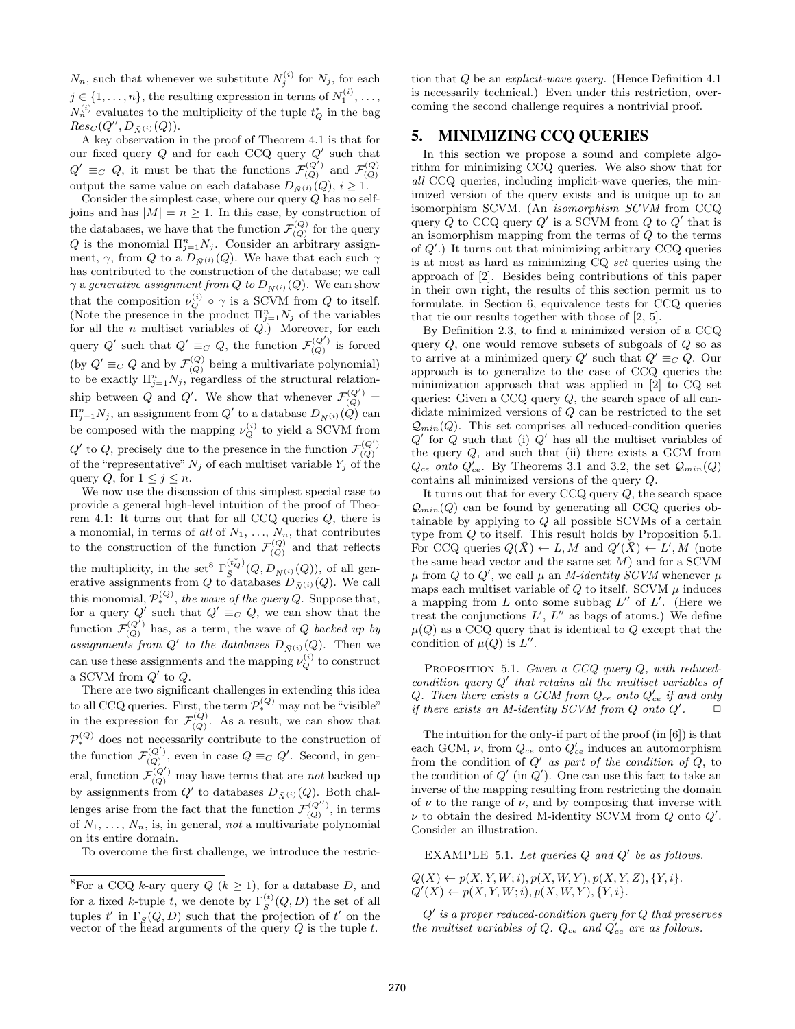$N_n$, such that whenever we substitute $N_j^{(i)}$ for $N_j$, for each $j \in \{1, \ldots, n\}$, the resulting expression in terms of $N_1^{(i)}, \ldots, N_n^{(i)}$ evaluates to the multiplicity of the tuple $t_Q^*$ in the bag $Res_C(Q'', D_{\bar{N}^{(i)}}(Q))$.

A key observation in the proof of Theorem 4.1 is that for our fixed query $Q$ and for each CCQ query $Q'$ such that $Q' \equiv_C Q$, it must be that the functions $\mathcal{F}_{(Q)}^{(Q')}$ and $\mathcal{F}_{(Q)}^{(Q)}$ output the same value on each database $D_{\bar{N}^{(i)}}(Q)$, $i \geq 1$.

Consider the simplest case, where our query $Q$ has no self-joins and has $|M| = n \geq 1$. In this case, by construction of the databases, we have that the function $\mathcal{F}_{(Q)}^{(Q)}$ for the query $Q$ is the monomial $\Pi_{j=1}^n N_j$. Consider an arbitrary assignment, $\gamma$, from $Q$ to a $D_{\bar{N}^{(i)}}(Q)$. We have that each such $\gamma$ has contributed to the construction of the database; we call $\gamma$ a *generative assignment from $Q$ to $D_{\bar{N}^{(i)}}(Q)$*. We can show that the composition $\nu_Q^{(i)} \circ \gamma$ is a SCVM from $Q$ to itself. (Note the presence in the product $\Pi_{j=1}^n N_j$ of the variables for all the $n$ multiset variables of $Q$.) Moreover, for each query $Q'$ such that $Q' \equiv_C Q$, the function $\mathcal{F}_{(Q)}^{(Q')}$ is forced (by $Q' \equiv_C Q$ and by $\mathcal{F}_{(Q)}^{(Q)}$ being a multivariate polynomial) to be exactly $\Pi_{j=1}^n N_j$, regardless of the structural relationship between $Q$ and $Q'$. We show that whenever $\mathcal{F}_{(Q)}^{(Q')} = \Pi_{j=1}^n N_j$, an assignment from $Q'$ to a database $D_{\bar{N}^{(i)}}(Q)$ can be composed with the mapping $\nu_Q^{(i)}$ to yield a SCVM from $Q'$ to $Q$, precisely due to the presence in the function $\mathcal{F}_{(Q)}^{(Q')}$ of the "representative" $N_j$ of each multiset variable $Y_j$ of the query $Q$, for $1 \leq j \leq n$.

We now use the discussion of this simplest special case to provide a general high-level intuition of the proof of Theorem 4.1: It turns out that for all CCQ queries $Q$, there is a monomial, in terms of *all* of $N_1, \ldots, N_n$, that contributes to the construction of the function $\mathcal{F}_{(Q)}^{(Q)}$ and that reflects the multiplicity, in the set[8] $\Gamma_{\bar{S}}^{(t_Q^*)}(Q, D_{\bar{N}^{(i)}}(Q))$, of all generative assignments from $Q$ to databases $D_{\bar{N}^{(i)}}(Q)$. We call this monomial, $\mathcal{P}_*^{(Q)}$, *the wave of the query $Q$*. Suppose that, for a query $Q'$ such that $Q' \equiv_C Q$, we can show that the function $\mathcal{F}_{(Q)}^{(Q')}$ has, as a term, the wave of $Q$ *backed up by assignments from $Q'$ to the databases $D_{\bar{N}^{(i)}}(Q)$*. Then we can use these assignments and the mapping $\nu_Q^{(i)}$ to construct a SCVM from $Q'$ to $Q$.

There are two significant challenges in extending this idea to all CCQ queries. First, the term $\mathcal{P}_*^{(Q)}$ may not be "visible" in the expression for $\mathcal{F}_{(Q)}^{(Q)}$. As a result, we can show that $\mathcal{P}_*^{(Q)}$ does not necessarily contribute to the construction of the function $\mathcal{F}_{(Q)}^{(Q')}$, even in case $Q \equiv_C Q'$. Second, in general, function $\mathcal{F}_{(Q)}^{(Q')}$ may have terms that are *not* backed up by assignments from $Q'$ to databases $D_{\bar{N}^{(i)}}(Q)$. Both challenges arise from the fact that the function $\mathcal{F}_{(Q)}^{(Q'')}$, in terms of $N_1, \ldots, N_n$, is, in general, *not* a multivariate polynomial on its entire domain.

To overcome the first challenge, we introduce the restriction that $Q$ be an *explicit-wave query.* (Hence Definition 4.1 is necessarily technical.) Even under this restriction, overcoming the second challenge requires a nontrivial proof.

## 5. MINIMIZING CCQ QUERIES

In this section we propose a sound and complete algorithm for minimizing CCQ queries. We also show that for *all* CCQ queries, including implicit-wave queries, the minimized version of the query exists and is unique up to an isomorphism SCVM. (An *isomorphism SCVM* from CCQ query $Q$ to CCQ query $Q'$ is a SCVM from $Q$ to $Q'$ that is an isomorphism mapping from the terms of $Q$ to the terms of $Q'$.) It turns out that minimizing arbitrary CCQ queries is at most as hard as minimizing CQ *set* queries using the approach of [2]. Besides being contributions of this paper in their own right, the results of this section permit us to formulate, in Section 6, equivalence tests for CCQ queries that tie our results together with those of [2, 5].

By Definition 2.3, to find a minimized version of a CCQ query $Q$, one would remove subsets of subgoals of $Q$ so as to arrive at a minimized query $Q'$ such that $Q' \equiv_C Q$. Our approach is to generalize to the case of CCQ queries the minimization approach that was applied in [2] to CQ set queries: Given a CCQ query $Q$, the search space of all candidate minimized versions of $Q$ can be restricted to the set $\mathcal{Q}_{min}(Q)$. This set comprises all reduced-condition queries $Q'$ for $Q$ such that (i) $Q'$ has all the multiset variables of the query $Q$, and such that (ii) there exists a GCM from $Q_{ce}$ *onto* $Q'_{ce}$. By Theorems 3.1 and 3.2, the set $\mathcal{Q}_{min}(Q)$ contains all minimized versions of the query $Q$.

It turns out that for every CCQ query $Q$, the search space $\mathcal{Q}_{min}(Q)$ can be found by generating all CCQ queries obtainable by applying to $Q$ all possible SCVMs of a certain type from $Q$ to itself. This result holds by Proposition 5.1. For CCQ queries $Q(\bar{X}) \leftarrow L, M$ and $Q'(\bar{X}) \leftarrow L', M$ (note the same head vector and the same set $M$) and for a SCVM $\mu$ from $Q$ to $Q'$, we call $\mu$ an *M-identity SCVM* whenever $\mu$ maps each multiset variable of $Q$ to itself. SCVM $\mu$ induces a mapping from $L$ onto some subbag $L''$ of $L'$. (Here we treat the conjunctions $L'$, $L''$ as bags of atoms.) We define $\mu(Q)$ as a CCQ query that is identical to $Q$ except that the condition of $\mu(Q)$ is $L''$.

PROPOSITION 5.1. *Given a CCQ query $Q$, with reduced-condition query $Q'$ that retains all the multiset variables of $Q$. Then there exists a GCM from $Q_{ce}$ onto $Q'_{ce}$ if and only if there exists an M-identity SCVM from $Q$ onto $Q'$.* $\square$

The intuition for the only-if part of the proof (in [6]) is that each GCM, $\nu$, from $Q_{ce}$ onto $Q'_{ce}$ induces an automorphism from the condition of $Q'$ *as part of the condition of $Q$*, to the condition of $Q'$ (in $Q'$). One can use this fact to take an inverse of the mapping resulting from restricting the domain of $\nu$ to the range of $\nu$, and by composing that inverse with $\nu$ to obtain the desired M-identity SCVM from $Q$ onto $Q'$. Consider an illustration.

EXAMPLE 5.1. *Let queries $Q$ and $Q'$ be as follows.*

$Q(X) \leftarrow p(X, Y, W; i), p(X, W, Y), p(X, Y, Z), \{Y, i\}.$
$Q'(X) \leftarrow p(X, Y, W; i), p(X, W, Y), \{Y, i\}.$

*$Q'$ is a proper reduced-condition query for $Q$ that preserves the multiset variables of $Q$. $Q_{ce}$ and $Q'_{ce}$ are as follows.*

---

[8] For a CCQ $k$-ary query $Q$ ($k \geq 1$), for a database $D$, and for a fixed $k$-tuple $t$, we denote by $\Gamma_{\bar{S}}^{(t)}(Q, D)$ the set of all tuples $t'$ in $\Gamma_{\bar{S}}(Q, D)$ such that the projection of $t'$ on the vector of the head arguments of the query $Q$ is the tuple $t$.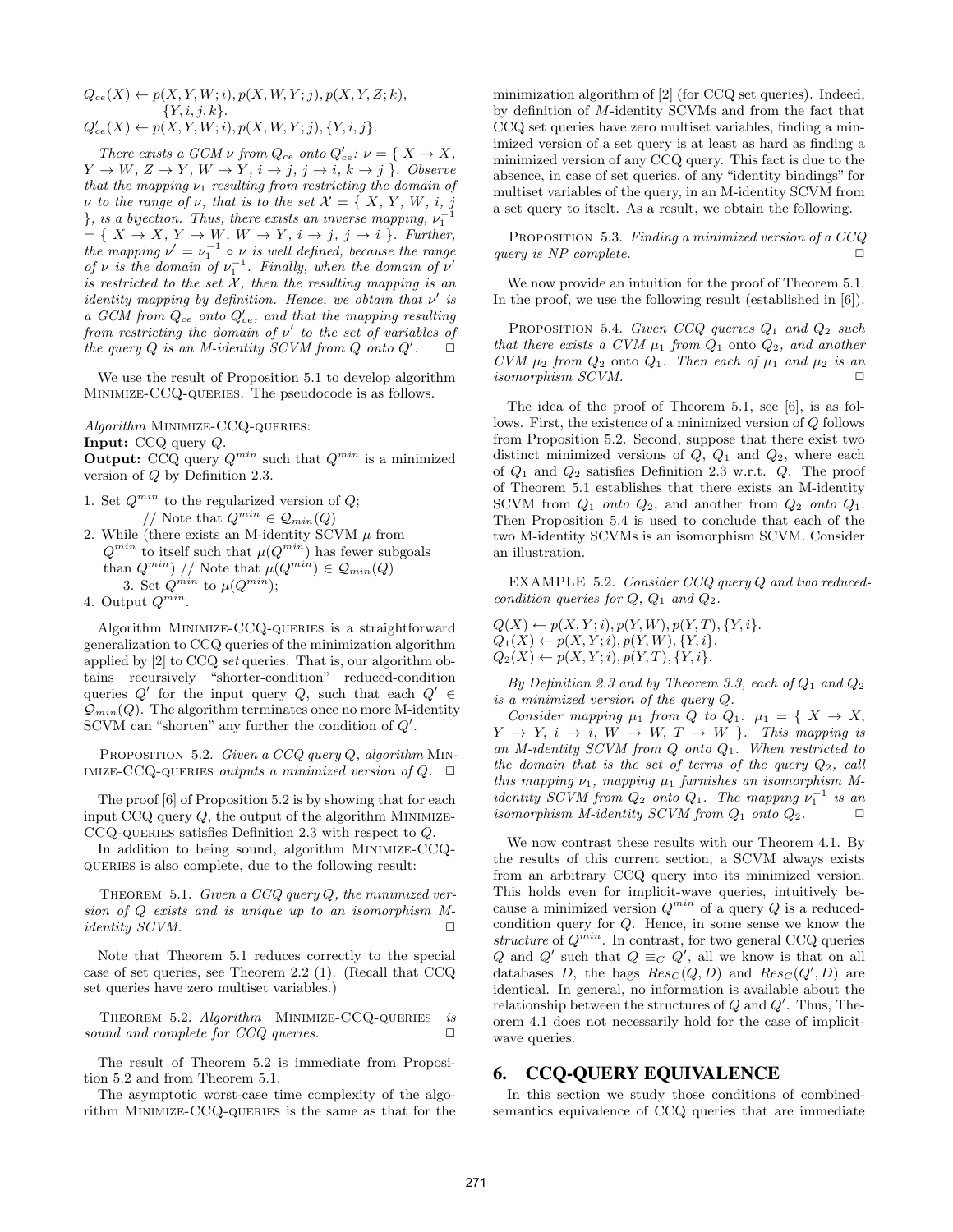$Q_{ce}(X) \leftarrow p(X,Y,W;i), p(X,W,Y;j), p(X,Y,Z;k),$
$\{Y,i,j,k\}.$
$Q'_{ce}(X) \leftarrow p(X,Y,W;i), p(X,W,Y;j), \{Y,i,j\}.$

*There exists a GCM $\nu$ from $Q_{ce}$ onto $Q'_{ce}$: $\nu = \{ X \rightarrow X, Y \rightarrow W, Z \rightarrow Y, W \rightarrow Y, i \rightarrow j, j \rightarrow i, k \rightarrow j \}$. Observe that the mapping $\nu_1$ resulting from restricting the domain of $\nu$ to the range of $\nu$, that is to the set $\mathcal{X} = \{ X, Y, W, i, j \}$, is a bijection. Thus, there exists an inverse mapping, $\nu_1^{-1} = \{ X \rightarrow X, Y \rightarrow W, W \rightarrow Y, i \rightarrow j, j \rightarrow i \}$. Further, the mapping $\nu' = \nu_1^{-1} \circ \nu$ is well defined, because the range of $\nu$ is the domain of $\nu_1^{-1}$. Finally, when the domain of $\nu'$ is restricted to the set $\mathcal{X}$, then the resulting mapping is an identity mapping by definition. Hence, we obtain that $\nu'$ is a GCM from $Q_{ce}$ onto $Q'_{ce}$, and that the mapping resulting from restricting the domain of $\nu'$ to the set of variables of the query $Q$ is an M-identity SCVM from $Q$ onto $Q'$.* □

We use the result of Proposition 5.1 to develop algorithm Minimize-CCQ-queries. The pseudocode is as follows.

*Algorithm* Minimize-CCQ-queries:
**Input:** CCQ query $Q$.
**Output:** CCQ query $Q^{min}$ such that $Q^{min}$ is a minimized version of $Q$ by Definition 2.3.

1. Set $Q^{min}$ to the regularized version of $Q$;
   // Note that $Q^{min} \in \mathcal{Q}_{min}(Q)$
2. While (there exists an M-identity SCVM $\mu$ from $Q^{min}$ to itself such that $\mu(Q^{min})$ has fewer subgoals than $Q^{min}$) // Note that $\mu(Q^{min}) \in \mathcal{Q}_{min}(Q)$
   3. Set $Q^{min}$ to $\mu(Q^{min})$;
4. Output $Q^{min}$.

Algorithm Minimize-CCQ-queries is a straightforward generalization to CCQ queries of the minimization algorithm applied by [2] to CCQ *set* queries. That is, our algorithm obtains recursively "shorter-condition" reduced-condition queries $Q'$ for the input query $Q$, such that each $Q' \in \mathcal{Q}_{min}(Q)$. The algorithm terminates once no more M-identity SCVM can "shorten" any further the condition of $Q'$.

Proposition 5.2. *Given a CCQ query $Q$, algorithm* Minimize-CCQ-queries *outputs a minimized version of $Q$.* □

The proof [6] of Proposition 5.2 is by showing that for each input CCQ query $Q$, the output of the algorithm Minimize-CCQ-queries satisfies Definition 2.3 with respect to $Q$.

In addition to being sound, algorithm Minimize-CCQ-queries is also complete, due to the following result:

Theorem 5.1. *Given a CCQ query $Q$, the minimized version of $Q$ exists and is unique up to an isomorphism M-identity SCVM.* □

Note that Theorem 5.1 reduces correctly to the special case of set queries, see Theorem 2.2 (1). (Recall that CCQ set queries have zero multiset variables.)

Theorem 5.2. *Algorithm* Minimize-CCQ-queries *is sound and complete for CCQ queries.* □

The result of Theorem 5.2 is immediate from Proposition 5.2 and from Theorem 5.1.

The asymptotic worst-case time complexity of the algorithm Minimize-CCQ-queries is the same as that for the minimization algorithm of [2] (for CCQ set queries). Indeed, by definition of $M$-identity SCVMs and from the fact that CCQ set queries have zero multiset variables, finding a minimized version of a set query is at least as hard as finding a minimized version of any CCQ query. This fact is due to the absence, in case of set queries, of any "identity bindings" for multiset variables of the query, in an M-identity SCVM from a set query to itself. As a result, we obtain the following.

Proposition 5.3. *Finding a minimized version of a CCQ query is NP complete.* □

We now provide an intuition for the proof of Theorem 5.1. In the proof, we use the following result (established in [6]).

Proposition 5.4. *Given CCQ queries $Q_1$ and $Q_2$ such that there exists a CVM $\mu_1$ from $Q_1$ onto $Q_2$, and another CVM $\mu_2$ from $Q_2$ onto $Q_1$. Then each of $\mu_1$ and $\mu_2$ is an isomorphism SCVM.* □

The idea of the proof of Theorem 5.1, see [6], is as follows. First, the existence of a minimized version of $Q$ follows from Proposition 5.2. Second, suppose that there exist two distinct minimized versions of $Q$, $Q_1$ and $Q_2$, where each of $Q_1$ and $Q_2$ satisfies Definition 2.3 w.r.t. $Q$. The proof of Theorem 5.1 establishes that there exists an M-identity SCVM from $Q_1$ *onto* $Q_2$, and another from $Q_2$ *onto* $Q_1$. Then Proposition 5.4 is used to conclude that each of the two M-identity SCVMs is an isomorphism SCVM. Consider an illustration.

Example 5.2. *Consider CCQ query $Q$ and two reduced-condition queries for $Q$, $Q_1$ and $Q_2$.*

$Q(X) \leftarrow p(X,Y;i), p(Y,W), p(Y,T), \{Y,i\}.$
$Q_1(X) \leftarrow p(X,Y;i), p(Y,W), \{Y,i\}.$
$Q_2(X) \leftarrow p(X,Y;i), p(Y,T), \{Y,i\}.$

*By Definition 2.3 and by Theorem 3.3, each of $Q_1$ and $Q_2$ is a minimized version of the query $Q$.*

*Consider mapping $\mu_1$ from $Q$ to $Q_1$: $\mu_1 = \{ X \rightarrow X, Y \rightarrow Y, i \rightarrow i, W \rightarrow W, T \rightarrow W \}$. This mapping is an M-identity SCVM from $Q$ onto $Q_1$. When restricted to the domain that is the set of terms of the query $Q_2$, call this mapping $\nu_1$, mapping $\mu_1$ furnishes an isomorphism M-identity SCVM from $Q_2$ onto $Q_1$. The mapping $\nu_1^{-1}$ is an isomorphism M-identity SCVM from $Q_1$ onto $Q_2$.* □

We now contrast these results with our Theorem 4.1. By the results of this current section, a SCVM always exists from an arbitrary CCQ query into its minimized version. This holds even for implicit-wave queries, intuitively because a minimized version $Q^{min}$ of a query $Q$ is a reduced-condition query for $Q$. Hence, in some sense we know the *structure* of $Q^{min}$. In contrast, for two general CCQ queries $Q$ and $Q'$ such that $Q \equiv_C Q'$, all we know is that on all databases $D$, the bags $Res_C(Q,D)$ and $Res_C(Q',D)$ are identical. In general, no information is available about the relationship between the structures of $Q$ and $Q'$. Thus, Theorem 4.1 does not necessarily hold for the case of implicit-wave queries.

## 6. CCQ-QUERY EQUIVALENCE

In this section we study those conditions of combined-semantics equivalence of CCQ queries that are immediate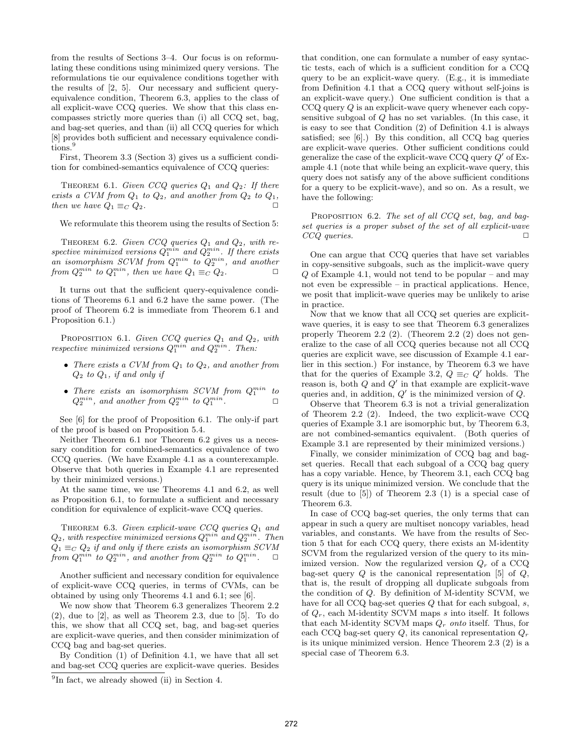from the results of Sections 3–4. Our focus is on reformulating these conditions using minimized query versions. The reformulations tie our equivalence conditions together with the results of [2, 5]. Our necessary and sufficient query-equivalence condition, Theorem 6.3, applies to the class of all explicit-wave CCQ queries. We show that this class encompasses strictly more queries than (i) all CCQ set, bag, and bag-set queries, and than (ii) all CCQ queries for which [8] provides both sufficient and necessary equivalence conditions.[9]

First, Theorem 3.3 (Section 3) gives us a sufficient condition for combined-semantics equivalence of CCQ queries:

Theorem 6.1. *Given CCQ queries $Q_1$ and $Q_2$: If there exists a CVM from $Q_1$ to $Q_2$, and another from $Q_2$ to $Q_1$, then we have $Q_1 \equiv_C Q_2$.* □

We reformulate this theorem using the results of Section 5:

Theorem 6.2. *Given CCQ queries $Q_1$ and $Q_2$, with respective minimized versions $Q_1^{min}$ and $Q_2^{min}$. If there exists an isomorphism SCVM from $Q_1^{min}$ to $Q_2^{min}$, and another from $Q_2^{min}$ to $Q_1^{min}$, then we have $Q_1 \equiv_C Q_2$.* □

It turns out that the sufficient query-equivalence conditions of Theorems 6.1 and 6.2 have the same power. (The proof of Theorem 6.2 is immediate from Theorem 6.1 and Proposition 6.1.)

Proposition 6.1. *Given CCQ queries $Q_1$ and $Q_2$, with respective minimized versions $Q_1^{min}$ and $Q_2^{min}$. Then:*

- *There exists a CVM from $Q_1$ to $Q_2$, and another from $Q_2$ to $Q_1$, if and only if*
- *There exists an isomorphism SCVM from $Q_1^{min}$ to $Q_2^{min}$, and another from $Q_2^{min}$ to $Q_1^{min}$.* □

See [6] for the proof of Proposition 6.1. The only-if part of the proof is based on Proposition 5.4.

Neither Theorem 6.1 nor Theorem 6.2 gives us a necessary condition for combined-semantics equivalence of two CCQ queries. (We have Example 4.1 as a counterexample. Observe that both queries in Example 4.1 are represented by their minimized versions.)

At the same time, we use Theorems 4.1 and 6.2, as well as Proposition 6.1, to formulate a sufficient and necessary condition for equivalence of explicit-wave CCQ queries.

Theorem 6.3. *Given explicit-wave CCQ queries $Q_1$ and $Q_2$, with respective minimized versions $Q_1^{min}$ and $Q_2^{min}$. Then $Q_1 \equiv_C Q_2$ if and only if there exists an isomorphism SCVM from $Q_1^{min}$ to $Q_2^{min}$, and another from $Q_2^{min}$ to $Q_1^{min}$.* □

Another sufficient and necessary condition for equivalence of explicit-wave CCQ queries, in terms of CVMs, can be obtained by using only Theorems 4.1 and 6.1; see [6].

We now show that Theorem 6.3 generalizes Theorem 2.2 (2), due to [2], as well as Theorem 2.3, due to [5]. To do this, we show that all CCQ set, bag, and bag-set queries are explicit-wave queries, and then consider minimization of CCQ bag and bag-set queries.

By Condition (1) of Definition 4.1, we have that all set and bag-set CCQ queries are explicit-wave queries. Besides that condition, one can formulate a number of easy syntactic tests, each of which is a sufficient condition for a CCQ query to be an explicit-wave query. (E.g., it is immediate from Definition 4.1 that a CCQ query without self-joins is an explicit-wave query.) One sufficient condition is that a CCQ query $Q$ is an explicit-wave query whenever each copy-sensitive subgoal of $Q$ has no set variables. (In this case, it is easy to see that Condition (2) of Definition 4.1 is always satisfied; see [6].) By this condition, all CCQ bag queries are explicit-wave queries. Other sufficient conditions could generalize the case of the explicit-wave CCQ query $Q'$ of Example 4.1 (note that while being an explicit-wave query, this query does not satisfy any of the above sufficient conditions for a query to be explicit-wave), and so on. As a result, we have the following:

Proposition 6.2. *The set of all CCQ set, bag, and bag-set queries is a proper subset of the set of all explicit-wave CCQ queries.* □

One can argue that CCQ queries that have set variables in copy-sensitive subgoals, such as the implicit-wave query $Q$ of Example 4.1, would not tend to be popular – and may not even be expressible – in practical applications. Hence, we posit that implicit-wave queries may be unlikely to arise in practice.

Now that we know that all CCQ set queries are explicit-wave queries, it is easy to see that Theorem 6.3 generalizes properly Theorem 2.2 (2). (Theorem 2.2 (2) does not generalize to the case of all CCQ queries because not all CCQ queries are explicit wave, see discussion of Example 4.1 earlier in this section.) For instance, by Theorem 6.3 we have that for the queries of Example 3.2, $Q \equiv_C Q'$ holds. The reason is, both $Q$ and $Q'$ in that example are explicit-wave queries and, in addition, $Q'$ is the minimized version of $Q$.

Observe that Theorem 6.3 is not a trivial generalization of Theorem 2.2 (2). Indeed, the two explicit-wave CCQ queries of Example 3.1 are isomorphic but, by Theorem 6.3, are not combined-semantics equivalent. (Both queries of Example 3.1 are represented by their minimized versions.)

Finally, we consider minimization of CCQ bag and bag-set queries. Recall that each subgoal of a CCQ bag query has a copy variable. Hence, by Theorem 3.1, each CCQ bag query is its unique minimized version. We conclude that the result (due to [5]) of Theorem 2.3 (1) is a special case of Theorem 6.3.

In case of CCQ bag-set queries, the only terms that can appear in such a query are multiset noncopy variables, head variables, and constants. We have from the results of Section 5 that for each CCQ query, there exists an M-identity SCVM from the regularized version of the query to its minimized version. Now the regularized version $Q_r$ of a CCQ bag-set query $Q$ is the canonical representation [5] of $Q$, that is, the result of dropping all duplicate subgoals from the condition of $Q$. By definition of M-identity SCVM, we have for all CCQ bag-set queries $Q$ that for each subgoal, $s$, of $Q_r$, each M-identity SCVM maps $s$ into itself. It follows that each M-identity SCVM maps $Q_r$ *onto* itself. Thus, for each CCQ bag-set query $Q$, its canonical representation $Q_r$ is its unique minimized version. Hence Theorem 2.3 (2) is a special case of Theorem 6.3.

[9] In fact, we already showed (ii) in Section 4.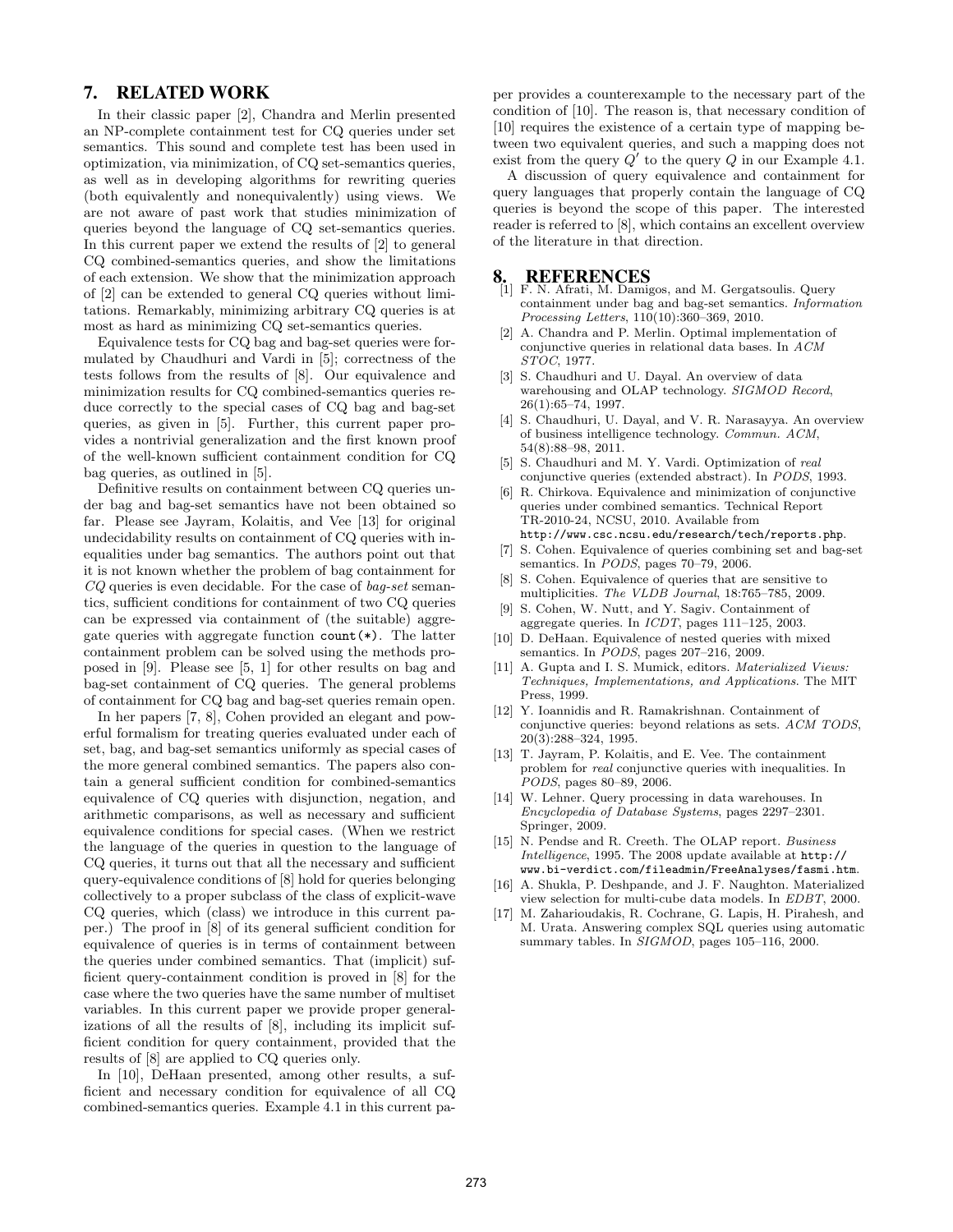## 7. RELATED WORK

In their classic paper [2], Chandra and Merlin presented an NP-complete containment test for CQ queries under set semantics. This sound and complete test has been used in optimization, via minimization, of CQ set-semantics queries, as well as in developing algorithms for rewriting queries (both equivalently and nonequivalently) using views. We are not aware of past work that studies minimization of queries beyond the language of CQ set-semantics queries. In this current paper we extend the results of [2] to general CQ combined-semantics queries, and show the limitations of each extension. We show that the minimization approach of [2] can be extended to general CQ queries without limitations. Remarkably, minimizing arbitrary CQ queries is at most as hard as minimizing CQ set-semantics queries.

Equivalence tests for CQ bag and bag-set queries were formulated by Chaudhuri and Vardi in [5]; correctness of the tests follows from the results of [8]. Our equivalence and minimization results for CQ combined-semantics queries reduce correctly to the special cases of CQ bag and bag-set queries, as given in [5]. Further, this current paper provides a nontrivial generalization and the first known proof of the well-known sufficient containment condition for CQ bag queries, as outlined in [5].

Definitive results on containment between CQ queries under bag and bag-set semantics have not been obtained so far. Please see Jayram, Kolaitis, and Vee [13] for original undecidability results on containment of CQ queries with inequalities under bag semantics. The authors point out that it is not known whether the problem of bag containment for *CQ* queries is even decidable. For the case of *bag-set* semantics, sufficient conditions for containment of two CQ queries can be expressed via containment of (the suitable) aggregate queries with aggregate function count(*). The latter containment problem can be solved using the methods proposed in [9]. Please see [5, 1] for other results on bag and bag-set containment of CQ queries. The general problems of containment for CQ bag and bag-set queries remain open.

In her papers [7, 8], Cohen provided an elegant and powerful formalism for treating queries evaluated under each of set, bag, and bag-set semantics uniformly as special cases of the more general combined semantics. The papers also contain a general sufficient condition for combined-semantics equivalence of CQ queries with disjunction, negation, and arithmetic comparisons, as well as necessary and sufficient equivalence conditions for special cases. (When we restrict the language of the queries in question to the language of CQ queries, it turns out that all the necessary and sufficient query-equivalence conditions of [8] hold for queries belonging collectively to a proper subclass of the class of explicit-wave CQ queries, which (class) we introduce in this current paper.) The proof in [8] of its general sufficient condition for equivalence of queries is in terms of containment between the queries under combined semantics. That (implicit) sufficient query-containment condition is proved in [8] for the case where the two queries have the same number of multiset variables. In this current paper we provide proper generalizations of all the results of [8], including its implicit sufficient condition for query containment, provided that the results of [8] are applied to CQ queries only.

In [10], DeHaan presented, among other results, a sufficient and necessary condition for equivalence of all CQ combined-semantics queries. Example 4.1 in this current paper provides a counterexample to the necessary part of the condition of [10]. The reason is, that necessary condition of [10] requires the existence of a certain type of mapping between two equivalent queries, and such a mapping does not exist from the query $Q'$ to the query $Q$ in our Example 4.1.

A discussion of query equivalence and containment for query languages that properly contain the language of CQ queries is beyond the scope of this paper. The interested reader is referred to [8], which contains an excellent overview of the literature in that direction.

## 8. REFERENCES

[1] F. N. Afrati, M. Damigos, and M. Gergatsoulis. Query containment under bag and bag-set semantics. *Information Processing Letters*, 110(10):360–369, 2010.

[2] A. Chandra and P. Merlin. Optimal implementation of conjunctive queries in relational data bases. In *ACM STOC*, 1977.

[3] S. Chaudhuri and U. Dayal. An overview of data warehousing and OLAP technology. *SIGMOD Record*, 26(1):65–74, 1997.

[4] S. Chaudhuri, U. Dayal, and V. R. Narasayya. An overview of business intelligence technology. *Commun. ACM*, 54(8):88–98, 2011.

[5] S. Chaudhuri and M. Y. Vardi. Optimization of *real* conjunctive queries (extended abstract). In *PODS*, 1993.

[6] R. Chirkova. Equivalence and minimization of conjunctive queries under combined semantics. Technical Report TR-2010-24, NCSU, 2010. Available from http://www.csc.ncsu.edu/research/tech/reports.php.

[7] S. Cohen. Equivalence of queries combining set and bag-set semantics. In *PODS*, pages 70–79, 2006.

[8] S. Cohen. Equivalence of queries that are sensitive to multiplicities. *The VLDB Journal*, 18:765–785, 2009.

[9] S. Cohen, W. Nutt, and Y. Sagiv. Containment of aggregate queries. In *ICDT*, pages 111–125, 2003.

[10] D. DeHaan. Equivalence of nested queries with mixed semantics. In *PODS*, pages 207–216, 2009.

[11] A. Gupta and I. S. Mumick, editors. *Materialized Views: Techniques, Implementations, and Applications*. The MIT Press, 1999.

[12] Y. Ioannidis and R. Ramakrishnan. Containment of conjunctive queries: beyond relations as sets. *ACM TODS*, 20(3):288–324, 1995.

[13] T. Jayram, P. Kolaitis, and E. Vee. The containment problem for *real* conjunctive queries with inequalities. In *PODS*, pages 80–89, 2006.

[14] W. Lehner. Query processing in data warehouses. In *Encyclopedia of Database Systems*, pages 2297–2301. Springer, 2009.

[15] N. Pendse and R. Creeth. The OLAP report. *Business Intelligence*, 1995. The 2008 update available at http://www.bi-verdict.com/fileadmin/FreeAnalyses/fasmi.htm.

[16] A. Shukla, P. Deshpande, and J. F. Naughton. Materialized view selection for multi-cube data models. In *EDBT*, 2000.

[17] M. Zaharioudakis, R. Cochrane, G. Lapis, H. Pirahesh, and M. Urata. Answering complex SQL queries using automatic summary tables. In *SIGMOD*, pages 105–116, 2000.